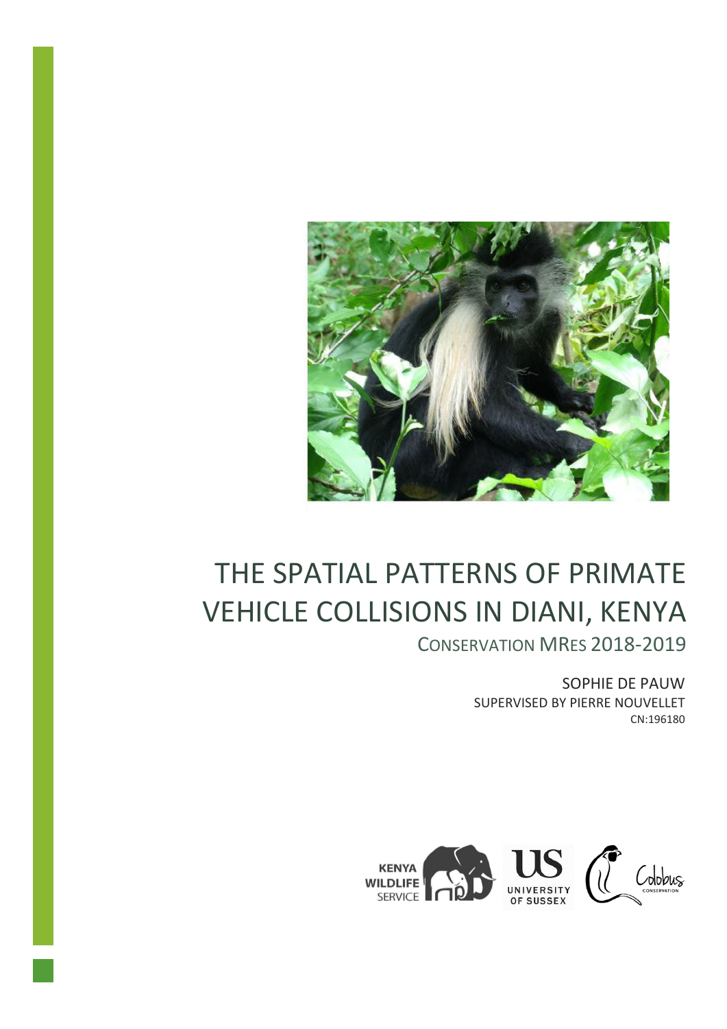# THE SPATIAL PATTERNS OF PRIMATE VEHICLE COLLISIONS IN DIANI, KENYA

CONSERVATION MRES 2018-2019

SOPHIE DE PAUW

SUPERVISED BY PIERRE NOUVELLET

CN:196180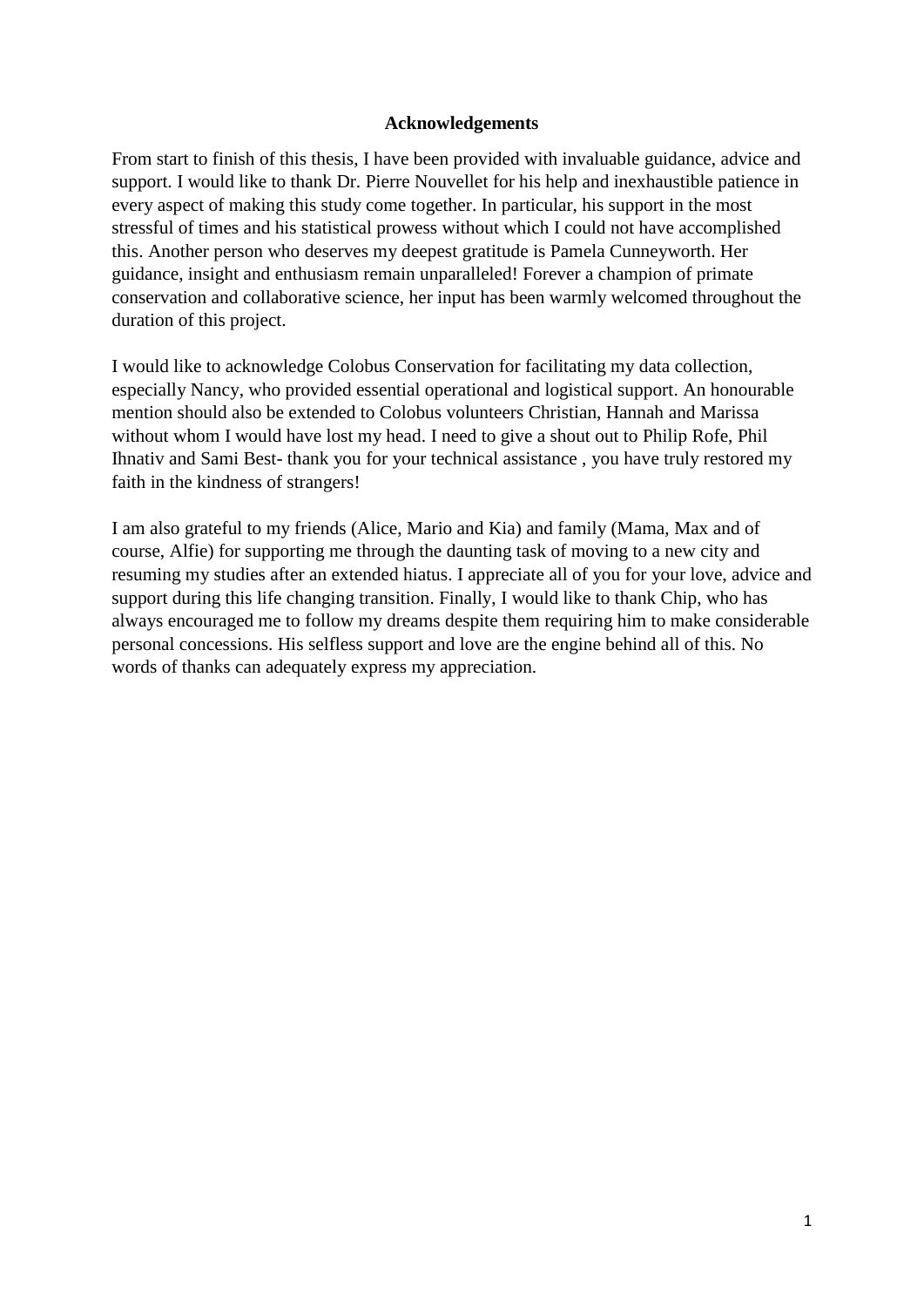# Acknowledgements

From start to finish of this thesis, I have been provided with invaluable guidance, advice and support. I would like to thank Dr. Pierre Nouvellet for his help and inexhaustible patience in every aspect of making this study come together. In particular, his support in the most stressful of times and his statistical prowess without which I could not have accomplished this. Another person who deserves my deepest gratitude is Pamela Cunneyworth. Her guidance, insight and enthusiasm remain unparalleled! Forever a champion of primate conservation and collaborative science, her input has been warmly welcomed throughout the duration of this project.

I would like to acknowledge Colobus Conservation for facilitating my data collection, especially Nancy, who provided essential operational and logistical support. An honourable mention should also be extended to Colobus volunteers Christian, Hannah and Marissa without whom I would have lost my head. I need to give a shout out to Philip Rofe, Phil Ihnativ and Sami Best- thank you for your technical assistance , you have truly restored my faith in the kindness of strangers!

I am also grateful to my friends (Alice, Mario and Kia) and family (Mama, Max and of course, Alfie) for supporting me through the daunting task of moving to a new city and resuming my studies after an extended hiatus. I appreciate all of you for your love, advice and support during this life changing transition. Finally, I would like to thank Chip, who has always encouraged me to follow my dreams despite them requiring him to make considerable personal concessions. His selfless support and love are the engine behind all of this. No words of thanks can adequately express my appreciation.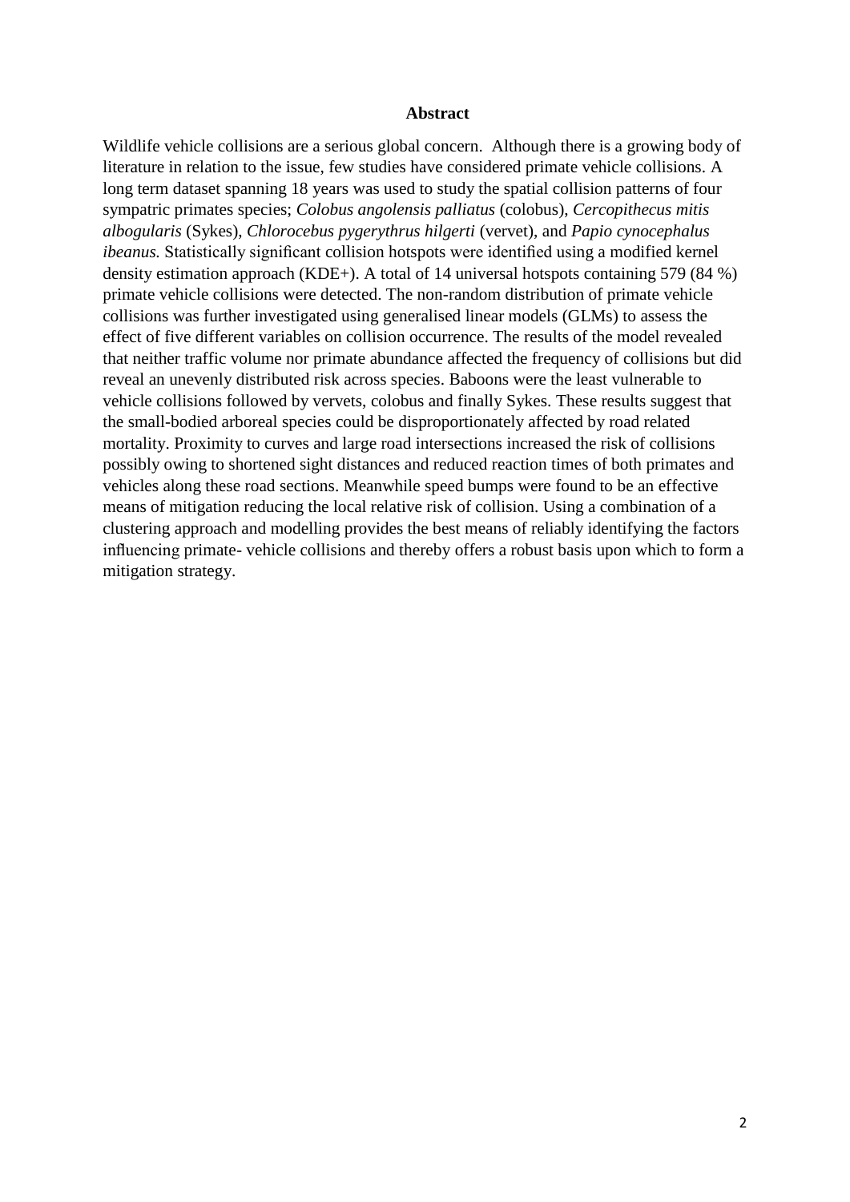## Abstract

Wildlife vehicle collisions are a serious global concern. Although there is a growing body of literature in relation to the issue, few studies have considered primate vehicle collisions. A long term dataset spanning 18 years was used to study the spatial collision patterns of four sympatric primates species; *Colobus angolensis palliatus* (colobus), *Cercopithecus mitis albogularis* (Sykes), *Chlorocebus pygerythrus hilgerti* (vervet), and *Papio cynocephalus ibeanus.* Statistically significant collision hotspots were identified using a modified kernel density estimation approach (KDE+). A total of 14 universal hotspots containing 579 (84 %) primate vehicle collisions were detected. The non-random distribution of primate vehicle collisions was further investigated using generalised linear models (GLMs) to assess the effect of five different variables on collision occurrence. The results of the model revealed that neither traffic volume nor primate abundance affected the frequency of collisions but did reveal an unevenly distributed risk across species. Baboons were the least vulnerable to vehicle collisions followed by vervets, colobus and finally Sykes. These results suggest that the small-bodied arboreal species could be disproportionately affected by road related mortality. Proximity to curves and large road intersections increased the risk of collisions possibly owing to shortened sight distances and reduced reaction times of both primates and vehicles along these road sections. Meanwhile speed bumps were found to be an effective means of mitigation reducing the local relative risk of collision. Using a combination of a clustering approach and modelling provides the best means of reliably identifying the factors influencing primate- vehicle collisions and thereby offers a robust basis upon which to form a mitigation strategy.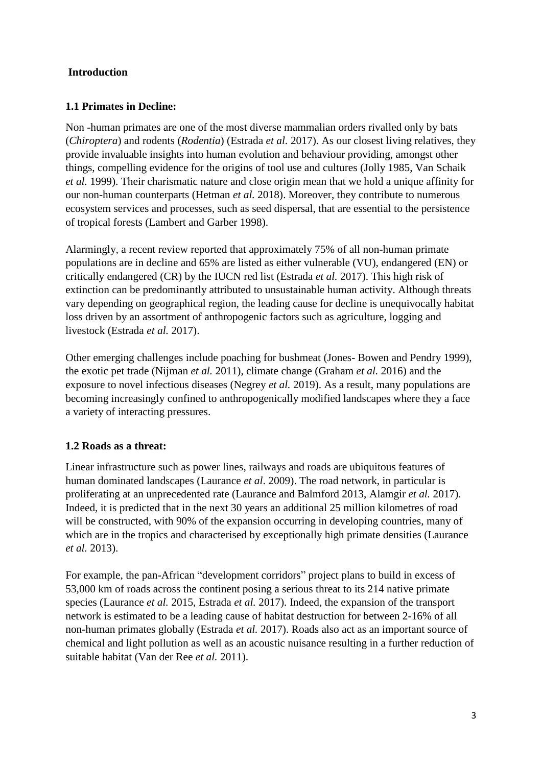## Introduction

### 1.1 Primates in Decline:

Non -human primates are one of the most diverse mammalian orders rivalled only by bats (*Chiroptera*) and rodents (*Rodentia*) (Estrada *et al.* 2017). As our closest living relatives, they provide invaluable insights into human evolution and behaviour providing, amongst other things, compelling evidence for the origins of tool use and cultures (Jolly 1985, Van Schaik *et al.* 1999). Their charismatic nature and close origin mean that we hold a unique affinity for our non-human counterparts (Hetman *et al.* 2018). Moreover, they contribute to numerous ecosystem services and processes, such as seed dispersal, that are essential to the persistence of tropical forests (Lambert and Garber 1998).

Alarmingly, a recent review reported that approximately 75% of all non-human primate populations are in decline and 65% are listed as either vulnerable (VU), endangered (EN) or critically endangered (CR) by the IUCN red list (Estrada *et al.* 2017). This high risk of extinction can be predominantly attributed to unsustainable human activity. Although threats vary depending on geographical region, the leading cause for decline is unequivocally habitat loss driven by an assortment of anthropogenic factors such as agriculture, logging and livestock (Estrada *et al.* 2017).

Other emerging challenges include poaching for bushmeat (Jones- Bowen and Pendry 1999), the exotic pet trade (Nijman *et al.* 2011), climate change (Graham *et al.* 2016) and the exposure to novel infectious diseases (Negrey *et al.* 2019). As a result, many populations are becoming increasingly confined to anthropogenically modified landscapes where they a face a variety of interacting pressures.

### 1.2 Roads as a threat:

Linear infrastructure such as power lines, railways and roads are ubiquitous features of human dominated landscapes (Laurance *et al*. 2009). The road network, in particular is proliferating at an unprecedented rate (Laurance and Balmford 2013, Alamgir *et al.* 2017). Indeed, it is predicted that in the next 30 years an additional 25 million kilometres of road will be constructed, with 90% of the expansion occurring in developing countries, many of which are in the tropics and characterised by exceptionally high primate densities (Laurance *et al.* 2013).

For example, the pan-African "development corridors" project plans to build in excess of 53,000 km of roads across the continent posing a serious threat to its 214 native primate species (Laurance *et al.* 2015, Estrada *et al.* 2017). Indeed, the expansion of the transport network is estimated to be a leading cause of habitat destruction for between 2-16% of all non-human primates globally (Estrada *et al.* 2017). Roads also act as an important source of chemical and light pollution as well as an acoustic nuisance resulting in a further reduction of suitable habitat (Van der Ree *et al.* 2011).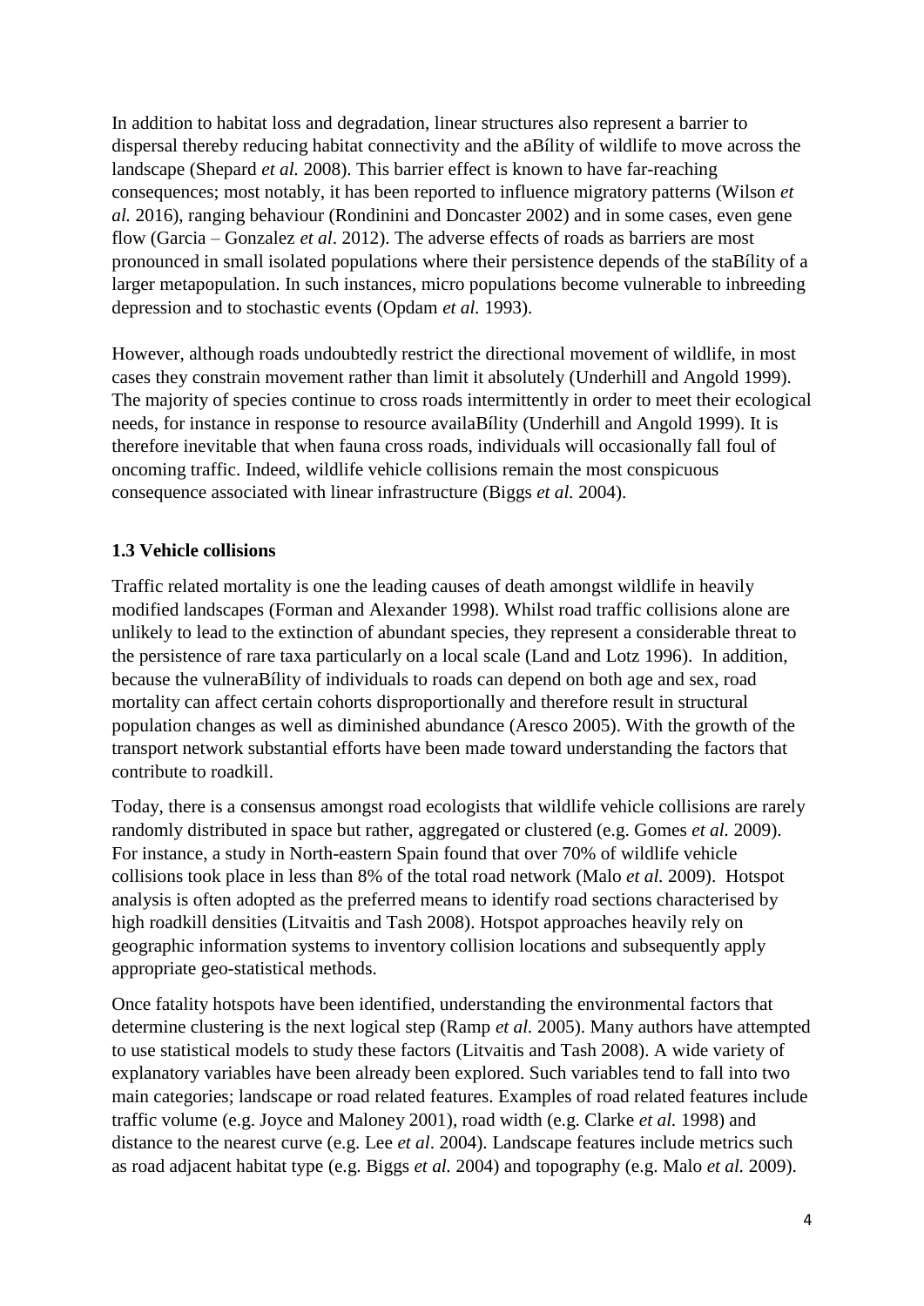In addition to habitat loss and degradation, linear structures also represent a barrier to dispersal thereby reducing habitat connectivity and the aBílity of wildlife to move across the landscape (Shepard *et al.* 2008). This barrier effect is known to have far-reaching consequences; most notably, it has been reported to influence migratory patterns (Wilson *et al.* 2016), ranging behaviour (Rondinini and Doncaster 2002) and in some cases, even gene flow (Garcia – Gonzalez *et al*. 2012). The adverse effects of roads as barriers are most pronounced in small isolated populations where their persistence depends of the staBílity of a larger metapopulation. In such instances, micro populations become vulnerable to inbreeding depression and to stochastic events (Opdam *et al.* 1993).

However, although roads undoubtedly restrict the directional movement of wildlife, in most cases they constrain movement rather than limit it absolutely (Underhill and Angold 1999). The majority of species continue to cross roads intermittently in order to meet their ecological needs, for instance in response to resource availaBílity (Underhill and Angold 1999). It is therefore inevitable that when fauna cross roads, individuals will occasionally fall foul of oncoming traffic. Indeed, wildlife vehicle collisions remain the most conspicuous consequence associated with linear infrastructure (Biggs *et al.* 2004).

### 1.3 Vehicle collisions

Traffic related mortality is one the leading causes of death amongst wildlife in heavily modified landscapes (Forman and Alexander 1998). Whilst road traffic collisions alone are unlikely to lead to the extinction of abundant species, they represent a considerable threat to the persistence of rare taxa particularly on a local scale (Land and Lotz 1996). In addition, because the vulneraBílity of individuals to roads can depend on both age and sex, road mortality can affect certain cohorts disproportionally and therefore result in structural population changes as well as diminished abundance (Aresco 2005). With the growth of the transport network substantial efforts have been made toward understanding the factors that contribute to roadkill.

Today, there is a consensus amongst road ecologists that wildlife vehicle collisions are rarely randomly distributed in space but rather, aggregated or clustered (e.g. Gomes *et al.* 2009). For instance, a study in North-eastern Spain found that over 70% of wildlife vehicle collisions took place in less than 8% of the total road network (Malo *et al.* 2009). Hotspot analysis is often adopted as the preferred means to identify road sections characterised by high roadkill densities (Litvaitis and Tash 2008). Hotspot approaches heavily rely on geographic information systems to inventory collision locations and subsequently apply appropriate geo-statistical methods.

Once fatality hotspots have been identified, understanding the environmental factors that determine clustering is the next logical step (Ramp *et al.* 2005). Many authors have attempted to use statistical models to study these factors (Litvaitis and Tash 2008). A wide variety of explanatory variables have been already been explored. Such variables tend to fall into two main categories; landscape or road related features. Examples of road related features include traffic volume (e.g. Joyce and Maloney 2001), road width (e.g. Clarke *et al.* 1998) and distance to the nearest curve (e.g. Lee *et al*. 2004). Landscape features include metrics such as road adjacent habitat type (e.g. Biggs *et al.* 2004) and topography (e.g. Malo *et al.* 2009).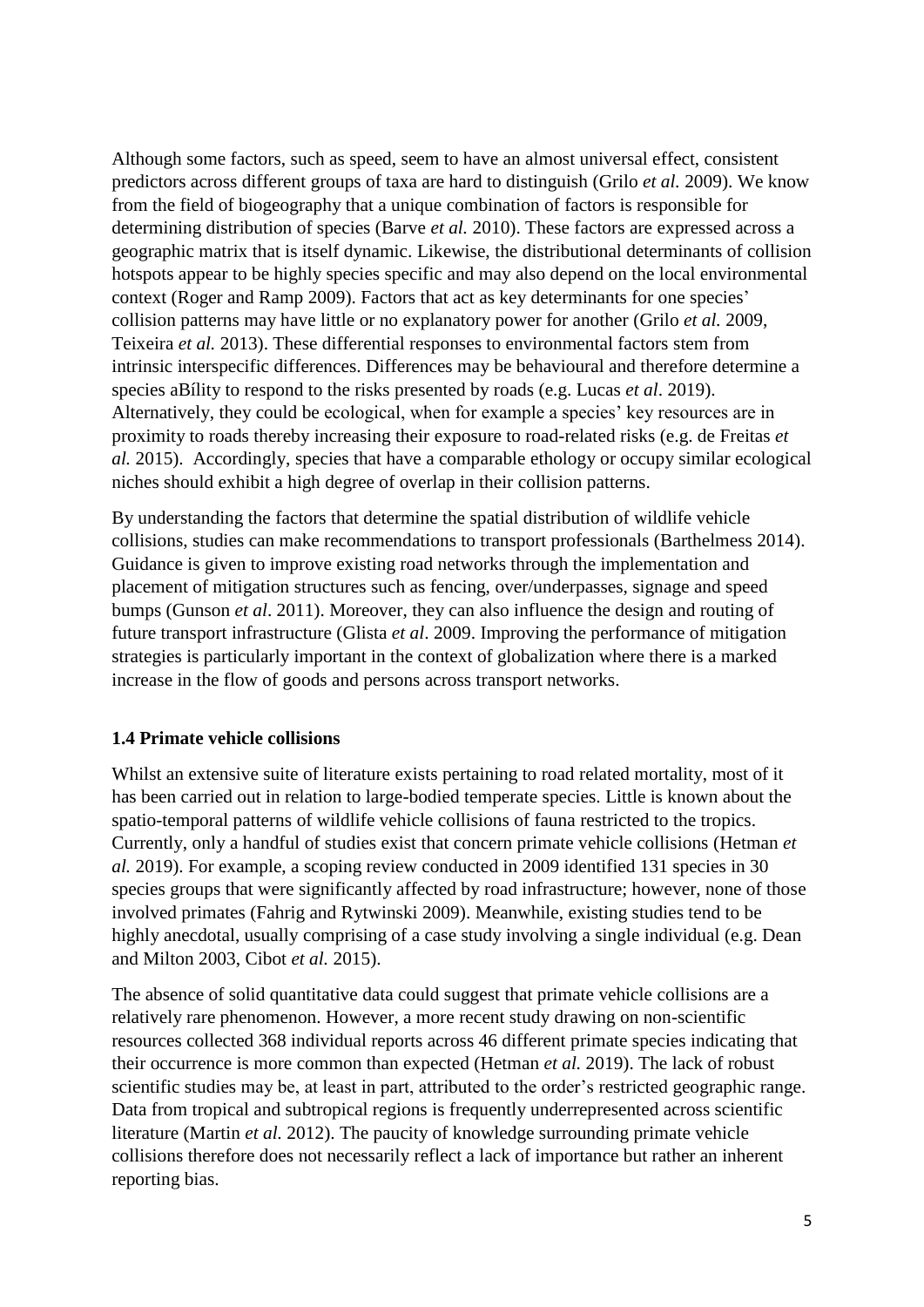Although some factors, such as speed, seem to have an almost universal effect, consistent predictors across different groups of taxa are hard to distinguish (Grilo *et al.* 2009). We know from the field of biogeography that a unique combination of factors is responsible for determining distribution of species (Barve *et al.* 2010). These factors are expressed across a geographic matrix that is itself dynamic. Likewise, the distributional determinants of collision hotspots appear to be highly species specific and may also depend on the local environmental context (Roger and Ramp 2009). Factors that act as key determinants for one species' collision patterns may have little or no explanatory power for another (Grilo *et al.* 2009, Teixeira *et al.* 2013). These differential responses to environmental factors stem from intrinsic interspecific differences. Differences may be behavioural and therefore determine a species aBílity to respond to the risks presented by roads (e.g. Lucas *et al*. 2019). Alternatively, they could be ecological, when for example a species' key resources are in proximity to roads thereby increasing their exposure to road-related risks (e.g. de Freitas *et al.* 2015). Accordingly, species that have a comparable ethology or occupy similar ecological niches should exhibit a high degree of overlap in their collision patterns.

By understanding the factors that determine the spatial distribution of wildlife vehicle collisions, studies can make recommendations to transport professionals (Barthelmess 2014). Guidance is given to improve existing road networks through the implementation and placement of mitigation structures such as fencing, over/underpasses, signage and speed bumps (Gunson *et al*. 2011). Moreover, they can also influence the design and routing of future transport infrastructure (Glista *et al*. 2009. Improving the performance of mitigation strategies is particularly important in the context of globalization where there is a marked increase in the flow of goods and persons across transport networks.

### 1.4 Primate vehicle collisions

Whilst an extensive suite of literature exists pertaining to road related mortality, most of it has been carried out in relation to large-bodied temperate species. Little is known about the spatio-temporal patterns of wildlife vehicle collisions of fauna restricted to the tropics. Currently, only a handful of studies exist that concern primate vehicle collisions (Hetman *et al.* 2019). For example, a scoping review conducted in 2009 identified 131 species in 30 species groups that were significantly affected by road infrastructure; however, none of those involved primates (Fahrig and Rytwinski 2009). Meanwhile, existing studies tend to be highly anecdotal, usually comprising of a case study involving a single individual (e.g. Dean and Milton 2003, Cibot *et al.* 2015).

The absence of solid quantitative data could suggest that primate vehicle collisions are a relatively rare phenomenon. However, a more recent study drawing on non-scientific resources collected 368 individual reports across 46 different primate species indicating that their occurrence is more common than expected (Hetman *et al.* 2019). The lack of robust scientific studies may be, at least in part, attributed to the order's restricted geographic range. Data from tropical and subtropical regions is frequently underrepresented across scientific literature (Martin *et al.* 2012). The paucity of knowledge surrounding primate vehicle collisions therefore does not necessarily reflect a lack of importance but rather an inherent reporting bias.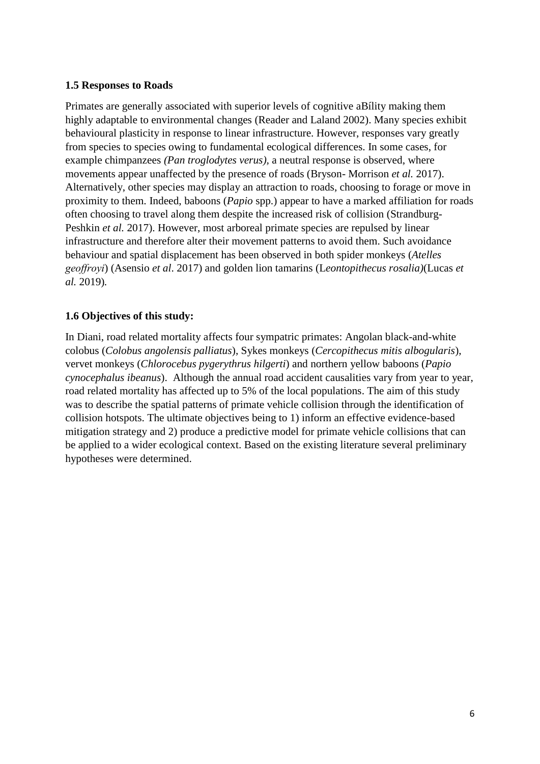### 1.5 Responses to Roads

Primates are generally associated with superior levels of cognitive aBílity making them highly adaptable to environmental changes (Reader and Laland 2002). Many species exhibit behavioural plasticity in response to linear infrastructure. However, responses vary greatly from species to species owing to fundamental ecological differences. In some cases, for example chimpanzees *(Pan troglodytes verus)*, a neutral response is observed, where movements appear unaffected by the presence of roads (Bryson- Morrison *et al.* 2017). Alternatively, other species may display an attraction to roads, choosing to forage or move in proximity to them. Indeed, baboons (*Papio* spp.) appear to have a marked affiliation for roads often choosing to travel along them despite the increased risk of collision (Strandburg-Peshkin *et al.* 2017). However, most arboreal primate species are repulsed by linear infrastructure and therefore alter their movement patterns to avoid them. Such avoidance behaviour and spatial displacement has been observed in both spider monkeys (*Atelles geoffroyi*) (Asensio *et al*. 2017) and golden lion tamarins (L*eontopithecus rosalia)*(Lucas *et al.* 2019)*.*

### 1.6 Objectives of this study:

In Diani, road related mortality affects four sympatric primates: Angolan black-and-white colobus (*Colobus angolensis palliatus*), Sykes monkeys (*Cercopithecus mitis albogularis*), vervet monkeys (*Chlorocebus pygerythrus hilgerti*) and northern yellow baboons (*Papio cynocephalus ibeanus*). Although the annual road accident causalities vary from year to year, road related mortality has affected up to 5% of the local populations. The aim of this study was to describe the spatial patterns of primate vehicle collision through the identification of collision hotspots. The ultimate objectives being to 1) inform an effective evidence-based mitigation strategy and 2) produce a predictive model for primate vehicle collisions that can be applied to a wider ecological context. Based on the existing literature several preliminary hypotheses were determined.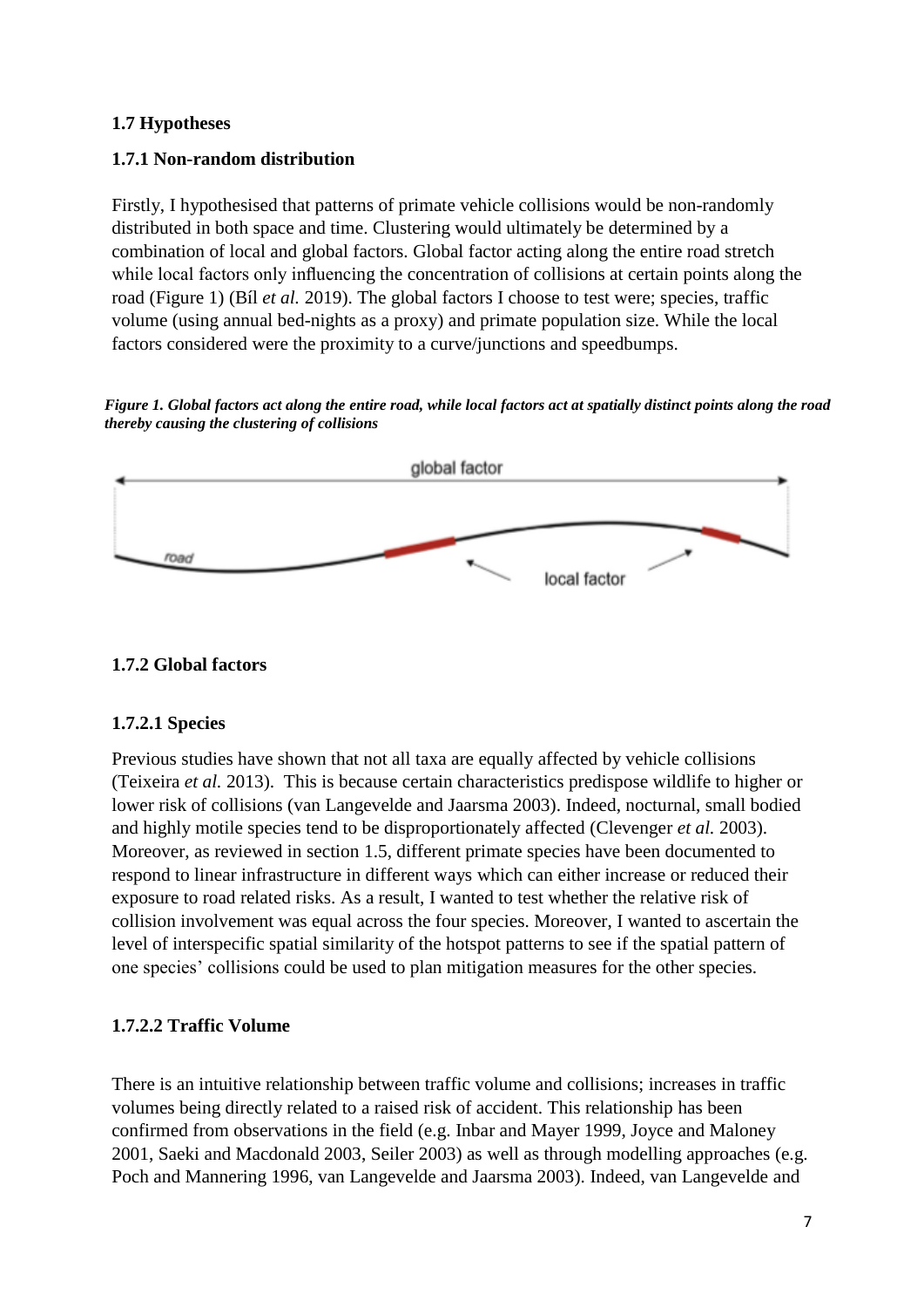### 1.7 Hypotheses

#### 1.7.1 Non-random distribution

Firstly, I hypothesised that patterns of primate vehicle collisions would be non-randomly distributed in both space and time. Clustering would ultimately be determined by a combination of local and global factors. Global factor acting along the entire road stretch while local factors only influencing the concentration of collisions at certain points along the road (Figure 1) (Bíl *et al.* 2019). The global factors I choose to test were; species, traffic volume (using annual bed-nights as a proxy) and primate population size. While the local factors considered were the proximity to a curve/junctions and speedbumps.

***Figure 1. Global factors act along the entire road, while local factors act at spatially distinct points along the road thereby causing the clustering of collisions***

#### 1.7.2 Global factors

##### 1.7.2.1 Species

Previous studies have shown that not all taxa are equally affected by vehicle collisions (Teixeira *et al.* 2013). This is because certain characteristics predispose wildlife to higher or lower risk of collisions (van Langevelde and Jaarsma 2003). Indeed, nocturnal, small bodied and highly motile species tend to be disproportionately affected (Clevenger *et al.* 2003). Moreover, as reviewed in section 1.5, different primate species have been documented to respond to linear infrastructure in different ways which can either increase or reduced their exposure to road related risks. As a result, I wanted to test whether the relative risk of collision involvement was equal across the four species. Moreover, I wanted to ascertain the level of interspecific spatial similarity of the hotspot patterns to see if the spatial pattern of one species' collisions could be used to plan mitigation measures for the other species.

##### 1.7.2.2 Traffic Volume

There is an intuitive relationship between traffic volume and collisions; increases in traffic volumes being directly related to a raised risk of accident. This relationship has been confirmed from observations in the field (e.g. Inbar and Mayer 1999, Joyce and Maloney 2001, Saeki and Macdonald 2003, Seiler 2003) as well as through modelling approaches (e.g. Poch and Mannering 1996, van Langevelde and Jaarsma 2003). Indeed, van Langevelde and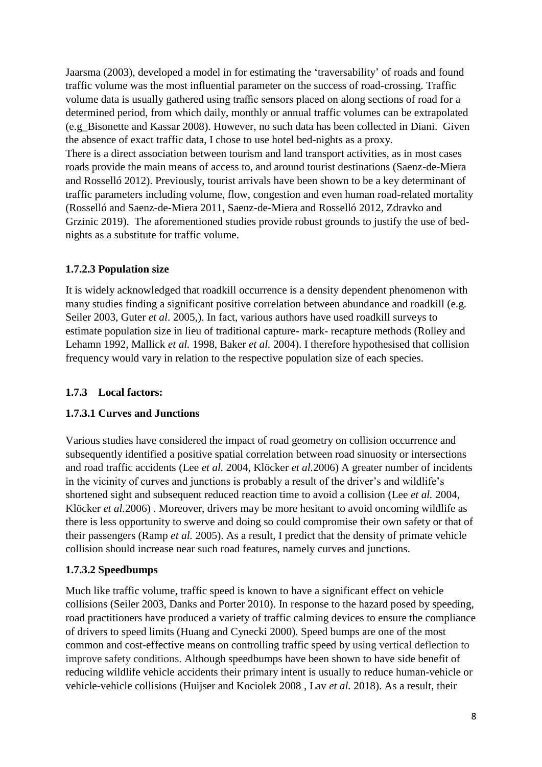Jaarsma (2003), developed a model in for estimating the 'traversability' of roads and found traffic volume was the most influential parameter on the success of road-crossing. Traffic volume data is usually gathered using traffic sensors placed on along sections of road for a determined period, from which daily, monthly or annual traffic volumes can be extrapolated (e.g_Bisonette and Kassar 2008). However, no such data has been collected in Diani. Given the absence of exact traffic data, I chose to use hotel bed-nights as a proxy.
There is a direct association between tourism and land transport activities, as in most cases roads provide the main means of access to, and around tourist destinations (Saenz-de-Miera and Rosselló 2012). Previously, tourist arrivals have been shown to be a key determinant of traffic parameters including volume, flow, congestion and even human road-related mortality (Rosselló and Saenz-de-Miera 2011, Saenz-de-Miera and Rosselló 2012, Zdravko and Grzinic 2019). The aforementioned studies provide robust grounds to justify the use of bed-nights as a substitute for traffic volume.

#### 1.7.2.3 Population size

It is widely acknowledged that roadkill occurrence is a density dependent phenomenon with many studies finding a significant positive correlation between abundance and roadkill (e.g. Seiler 2003, Guter *et al*. 2005,). In fact, various authors have used roadkill surveys to estimate population size in lieu of traditional capture- mark- recapture methods (Rolley and Lehamn 1992, Mallick *et al.* 1998, Baker *et al.* 2004). I therefore hypothesised that collision frequency would vary in relation to the respective population size of each species.

### 1.7.3 Local factors:

#### 1.7.3.1 Curves and Junctions

Various studies have considered the impact of road geometry on collision occurrence and subsequently identified a positive spatial correlation between road sinuosity or intersections and road traffic accidents (Lee *et al.* 2004, Klöcker *et al.*2006) A greater number of incidents in the vicinity of curves and junctions is probably a result of the driver's and wildlife's shortened sight and subsequent reduced reaction time to avoid a collision (Lee *et al.* 2004, Klöcker *et al.*2006) . Moreover, drivers may be more hesitant to avoid oncoming wildlife as there is less opportunity to swerve and doing so could compromise their own safety or that of their passengers (Ramp *et al.* 2005). As a result, I predict that the density of primate vehicle collision should increase near such road features, namely curves and junctions.

#### 1.7.3.2 Speedbumps

Much like traffic volume, traffic speed is known to have a significant effect on vehicle collisions (Seiler 2003, Danks and Porter 2010). In response to the hazard posed by speeding, road practitioners have produced a variety of traffic calming devices to ensure the compliance of drivers to speed limits (Huang and Cynecki 2000). Speed bumps are one of the most common and cost-effective means on controlling traffic speed by using vertical deflection to improve safety conditions. Although speedbumps have been shown to have side benefit of reducing wildlife vehicle accidents their primary intent is usually to reduce human-vehicle or vehicle-vehicle collisions (Huijser and Kociolek 2008 , Lav *et al.* 2018). As a result, their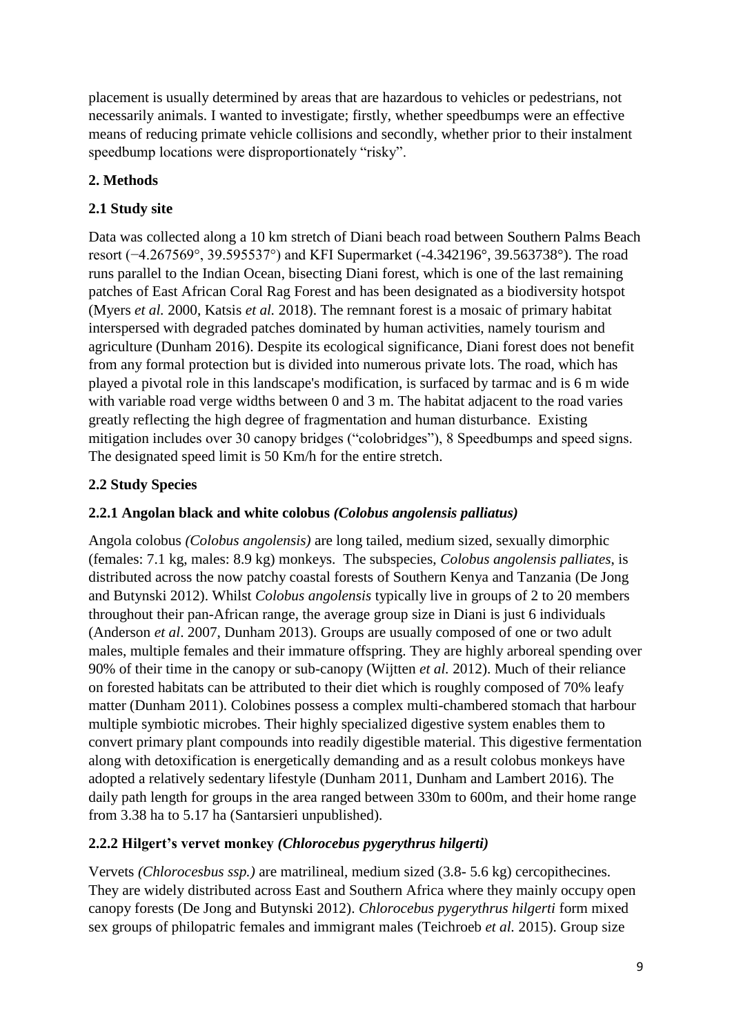placement is usually determined by areas that are hazardous to vehicles or pedestrians, not necessarily animals. I wanted to investigate; firstly, whether speedbumps were an effective means of reducing primate vehicle collisions and secondly, whether prior to their instalment speedbump locations were disproportionately "risky".

## 2. Methods

### 2.1 Study site

Data was collected along a 10 km stretch of Diani beach road between Southern Palms Beach resort (−4.267569°, 39.595537°) and KFI Supermarket (-4.342196°, 39.563738°). The road runs parallel to the Indian Ocean, bisecting Diani forest, which is one of the last remaining patches of East African Coral Rag Forest and has been designated as a biodiversity hotspot (Myers *et al.* 2000, Katsis *et al.* 2018). The remnant forest is a mosaic of primary habitat interspersed with degraded patches dominated by human activities, namely tourism and agriculture (Dunham 2016). Despite its ecological significance, Diani forest does not benefit from any formal protection but is divided into numerous private lots. The road, which has played a pivotal role in this landscape's modification, is surfaced by tarmac and is 6 m wide with variable road verge widths between 0 and 3 m. The habitat adjacent to the road varies greatly reflecting the high degree of fragmentation and human disturbance. Existing mitigation includes over 30 canopy bridges ("colobridges"), 8 Speedbumps and speed signs. The designated speed limit is 50 Km/h for the entire stretch.

### 2.2 Study Species

#### 2.2.1 Angolan black and white colobus *(Colobus angolensis palliatus)*

Angola colobus *(Colobus angolensis)* are long tailed, medium sized, sexually dimorphic (females: 7.1 kg, males: 8.9 kg) monkeys. The subspecies, *Colobus angolensis palliates*, is distributed across the now patchy coastal forests of Southern Kenya and Tanzania (De Jong and Butynski 2012). Whilst *Colobus angolensis* typically live in groups of 2 to 20 members throughout their pan-African range, the average group size in Diani is just 6 individuals (Anderson *et al*. 2007, Dunham 2013). Groups are usually composed of one or two adult males, multiple females and their immature offspring. They are highly arboreal spending over 90% of their time in the canopy or sub-canopy (Wijtten *et al.* 2012). Much of their reliance on forested habitats can be attributed to their diet which is roughly composed of 70% leafy matter (Dunham 2011). Colobines possess a complex multi-chambered stomach that harbour multiple symbiotic microbes. Their highly specialized digestive system enables them to convert primary plant compounds into readily digestible material. This digestive fermentation along with detoxification is energetically demanding and as a result colobus monkeys have adopted a relatively sedentary lifestyle (Dunham 2011, Dunham and Lambert 2016). The daily path length for groups in the area ranged between 330m to 600m, and their home range from 3.38 ha to 5.17 ha (Santarsieri unpublished).

#### 2.2.2 Hilgert's vervet monkey *(Chlorocebus pygerythrus hilgerti)*

Vervets *(Chlorocesbus ssp.)* are matrilineal, medium sized (3.8- 5.6 kg) cercopithecines. They are widely distributed across East and Southern Africa where they mainly occupy open canopy forests (De Jong and Butynski 2012). *Chlorocebus pygerythrus hilgerti* form mixed sex groups of philopatric females and immigrant males (Teichroeb *et al.* 2015). Group size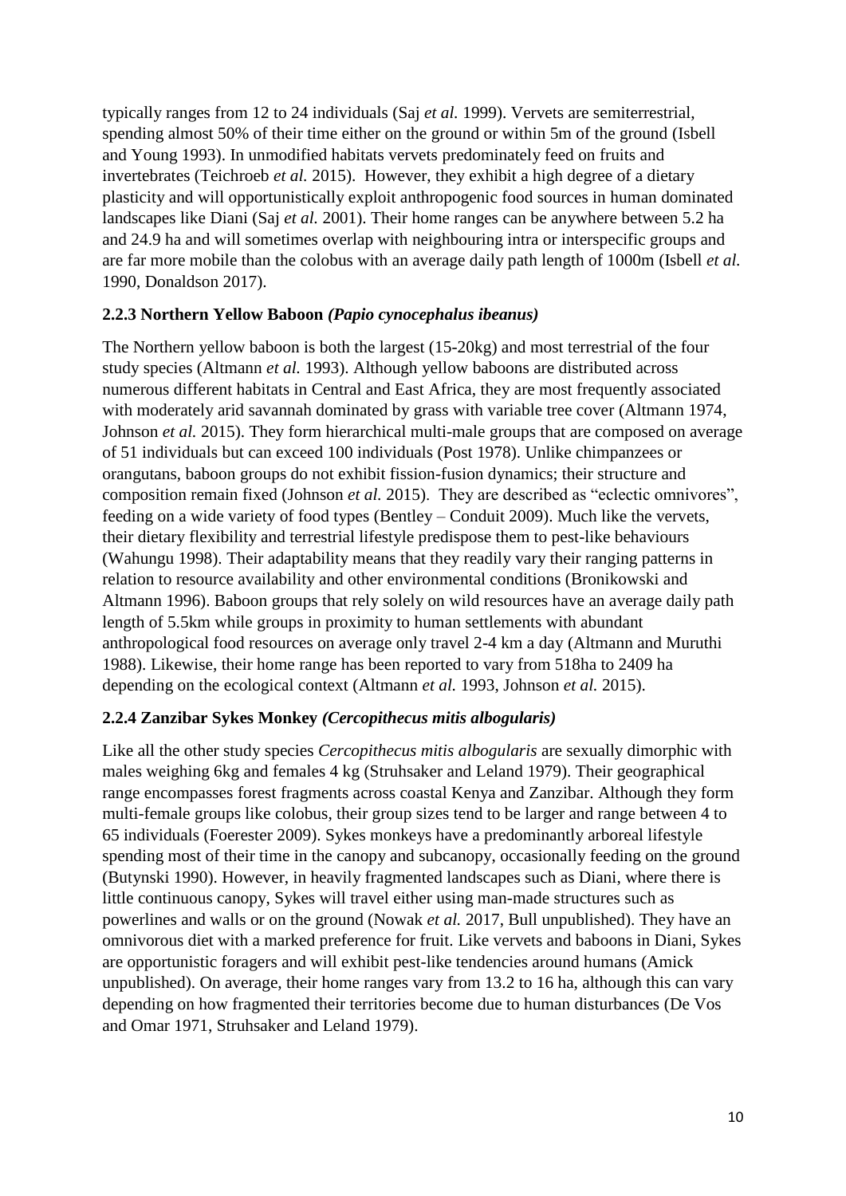typically ranges from 12 to 24 individuals (Saj *et al.* 1999). Vervets are semiterrestrial, spending almost 50% of their time either on the ground or within 5m of the ground (Isbell and Young 1993). In unmodified habitats vervets predominately feed on fruits and invertebrates (Teichroeb *et al.* 2015). However, they exhibit a high degree of a dietary plasticity and will opportunistically exploit anthropogenic food sources in human dominated landscapes like Diani (Saj *et al.* 2001). Their home ranges can be anywhere between 5.2 ha and 24.9 ha and will sometimes overlap with neighbouring intra or interspecific groups and are far more mobile than the colobus with an average daily path length of 1000m (Isbell *et al.* 1990, Donaldson 2017).

### 2.2.3 Northern Yellow Baboon *(Papio cynocephalus ibeanus)*

The Northern yellow baboon is both the largest (15-20kg) and most terrestrial of the four study species (Altmann *et al.* 1993). Although yellow baboons are distributed across numerous different habitats in Central and East Africa, they are most frequently associated with moderately arid savannah dominated by grass with variable tree cover (Altmann 1974, Johnson *et al.* 2015). They form hierarchical multi-male groups that are composed on average of 51 individuals but can exceed 100 individuals (Post 1978). Unlike chimpanzees or orangutans, baboon groups do not exhibit fission-fusion dynamics; their structure and composition remain fixed (Johnson *et al.* 2015). They are described as "eclectic omnivores", feeding on a wide variety of food types (Bentley – Conduit 2009). Much like the vervets, their dietary flexibility and terrestrial lifestyle predispose them to pest-like behaviours (Wahungu 1998). Their adaptability means that they readily vary their ranging patterns in relation to resource availability and other environmental conditions (Bronikowski and Altmann 1996). Baboon groups that rely solely on wild resources have an average daily path length of 5.5km while groups in proximity to human settlements with abundant anthropological food resources on average only travel 2-4 km a day (Altmann and Muruthi 1988). Likewise, their home range has been reported to vary from 518ha to 2409 ha depending on the ecological context (Altmann *et al.* 1993, Johnson *et al.* 2015).

### 2.2.4 Zanzibar Sykes Monkey *(Cercopithecus mitis albogularis)*

Like all the other study species *Cercopithecus mitis albogularis* are sexually dimorphic with males weighing 6kg and females 4 kg (Struhsaker and Leland 1979). Their geographical range encompasses forest fragments across coastal Kenya and Zanzibar. Although they form multi-female groups like colobus, their group sizes tend to be larger and range between 4 to 65 individuals (Foerester 2009). Sykes monkeys have a predominantly arboreal lifestyle spending most of their time in the canopy and subcanopy, occasionally feeding on the ground (Butynski 1990). However, in heavily fragmented landscapes such as Diani, where there is little continuous canopy, Sykes will travel either using man-made structures such as powerlines and walls or on the ground (Nowak *et al.* 2017, Bull unpublished). They have an omnivorous diet with a marked preference for fruit. Like vervets and baboons in Diani, Sykes are opportunistic foragers and will exhibit pest-like tendencies around humans (Amick unpublished). On average, their home ranges vary from 13.2 to 16 ha, although this can vary depending on how fragmented their territories become due to human disturbances (De Vos and Omar 1971, Struhsaker and Leland 1979).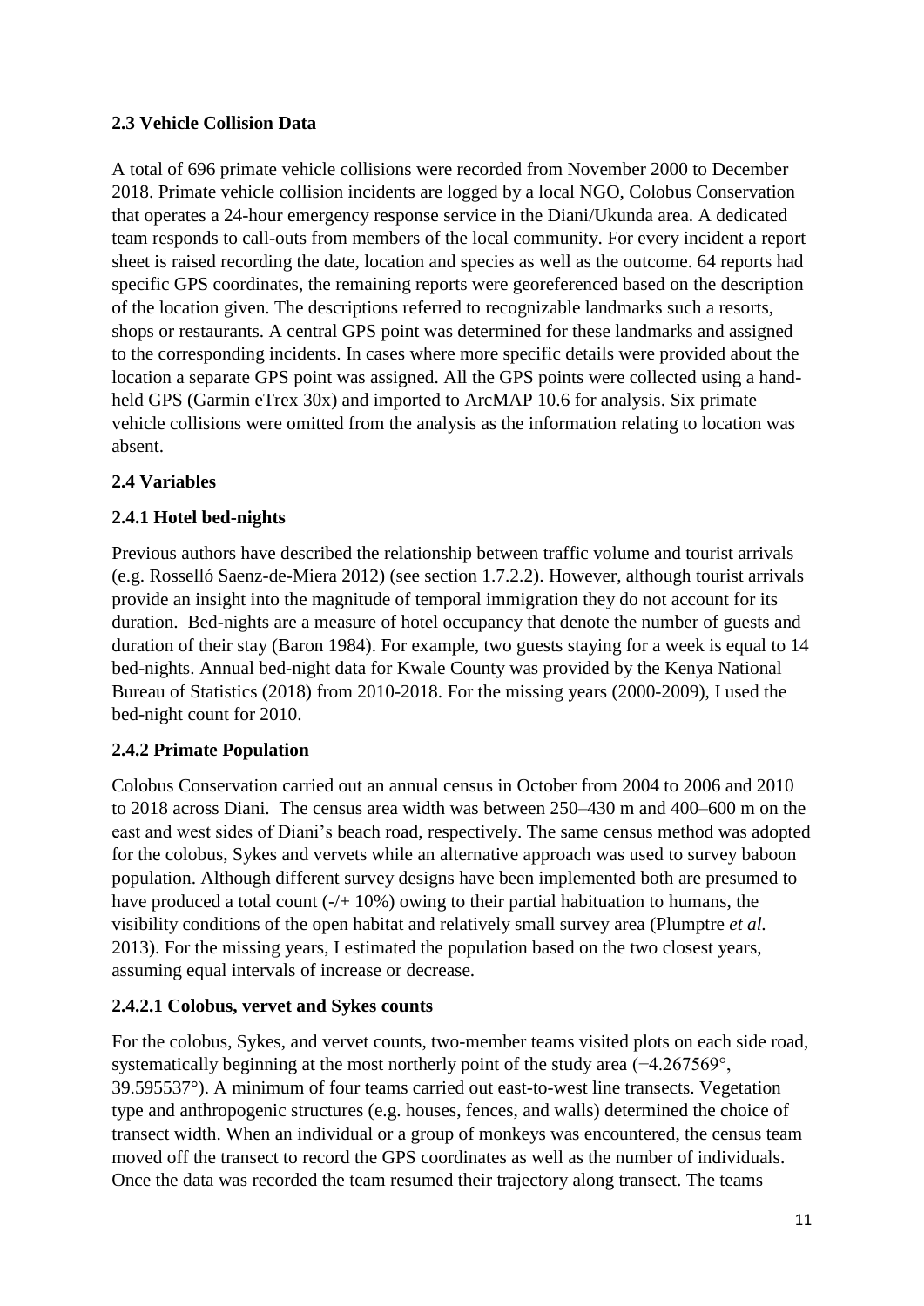## 2.3 Vehicle Collision Data

A total of 696 primate vehicle collisions were recorded from November 2000 to December 2018. Primate vehicle collision incidents are logged by a local NGO, Colobus Conservation that operates a 24-hour emergency response service in the Diani/Ukunda area. A dedicated team responds to call-outs from members of the local community. For every incident a report sheet is raised recording the date, location and species as well as the outcome. 64 reports had specific GPS coordinates, the remaining reports were georeferenced based on the description of the location given. The descriptions referred to recognizable landmarks such a resorts, shops or restaurants. A central GPS point was determined for these landmarks and assigned to the corresponding incidents. In cases where more specific details were provided about the location a separate GPS point was assigned. All the GPS points were collected using a hand-held GPS (Garmin eTrex 30x) and imported to ArcMAP 10.6 for analysis. Six primate vehicle collisions were omitted from the analysis as the information relating to location was absent.

## 2.4 Variables

### 2.4.1 Hotel bed-nights

Previous authors have described the relationship between traffic volume and tourist arrivals (e.g. Rosselló Saenz-de-Miera 2012) (see section 1.7.2.2). However, although tourist arrivals provide an insight into the magnitude of temporal immigration they do not account for its duration. Bed-nights are a measure of hotel occupancy that denote the number of guests and duration of their stay (Baron 1984). For example, two guests staying for a week is equal to 14 bed-nights. Annual bed-night data for Kwale County was provided by the Kenya National Bureau of Statistics (2018) from 2010-2018. For the missing years (2000-2009), I used the bed-night count for 2010.

### 2.4.2 Primate Population

Colobus Conservation carried out an annual census in October from 2004 to 2006 and 2010 to 2018 across Diani. The census area width was between 250–430 m and 400–600 m on the east and west sides of Diani's beach road, respectively. The same census method was adopted for the colobus, Sykes and vervets while an alternative approach was used to survey baboon population. Although different survey designs have been implemented both are presumed to have produced a total count (-/+ 10%) owing to their partial habituation to humans, the visibility conditions of the open habitat and relatively small survey area (Plumptre *et al.* 2013). For the missing years, I estimated the population based on the two closest years, assuming equal intervals of increase or decrease.

#### 2.4.2.1 Colobus, vervet and Sykes counts

For the colobus, Sykes, and vervet counts, two-member teams visited plots on each side road, systematically beginning at the most northerly point of the study area (−4.267569°, 39.595537°). A minimum of four teams carried out east-to-west line transects. Vegetation type and anthropogenic structures (e.g. houses, fences, and walls) determined the choice of transect width. When an individual or a group of monkeys was encountered, the census team moved off the transect to record the GPS coordinates as well as the number of individuals. Once the data was recorded the team resumed their trajectory along transect. The teams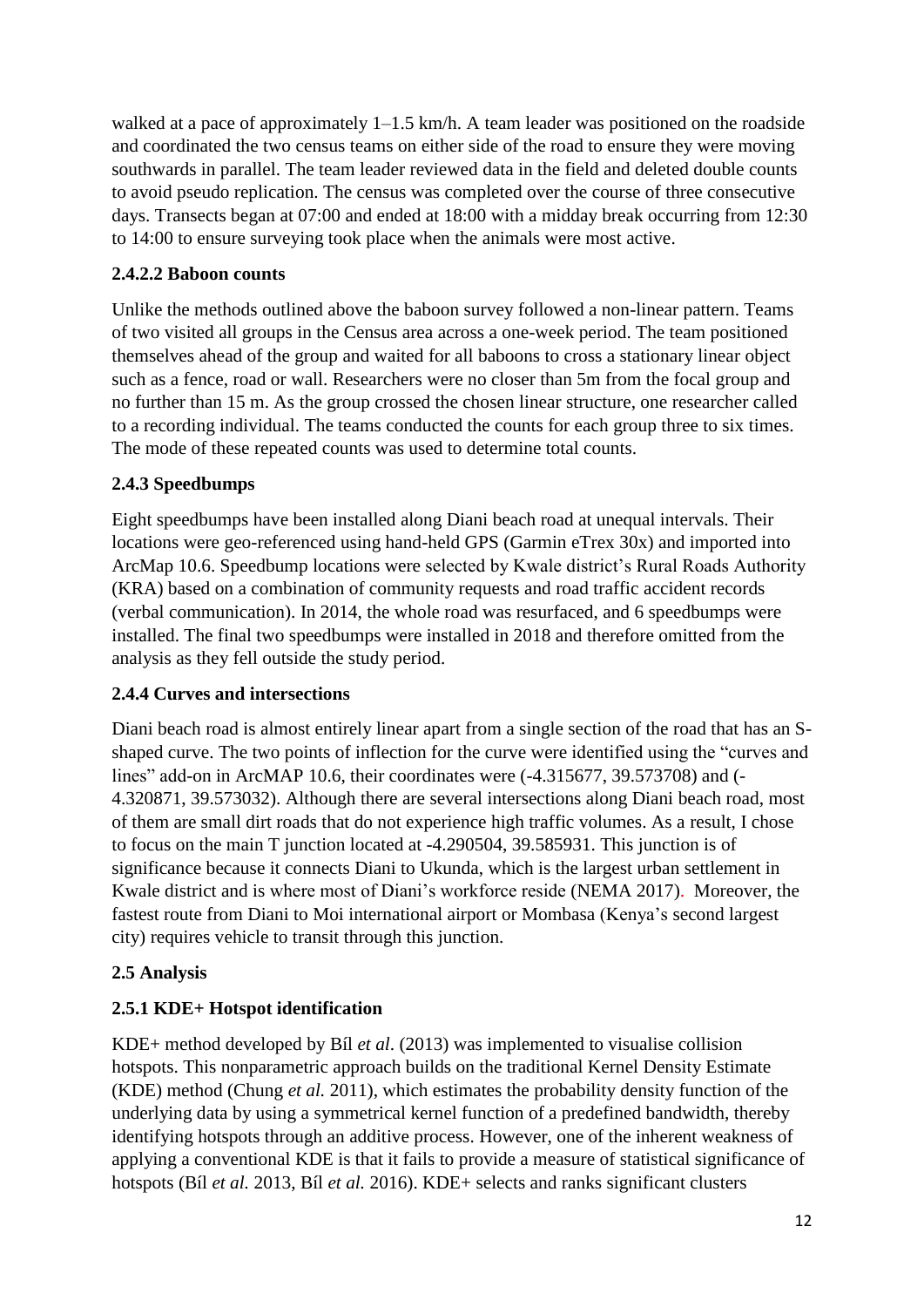walked at a pace of approximately 1–1.5 km/h. A team leader was positioned on the roadside and coordinated the two census teams on either side of the road to ensure they were moving southwards in parallel. The team leader reviewed data in the field and deleted double counts to avoid pseudo replication. The census was completed over the course of three consecutive days. Transects began at 07:00 and ended at 18:00 with a midday break occurring from 12:30 to 14:00 to ensure surveying took place when the animals were most active.

#### 2.4.2.2 Baboon counts

Unlike the methods outlined above the baboon survey followed a non-linear pattern. Teams of two visited all groups in the Census area across a one-week period. The team positioned themselves ahead of the group and waited for all baboons to cross a stationary linear object such as a fence, road or wall. Researchers were no closer than 5m from the focal group and no further than 15 m. As the group crossed the chosen linear structure, one researcher called to a recording individual. The teams conducted the counts for each group three to six times. The mode of these repeated counts was used to determine total counts.

### 2.4.3 Speedbumps

Eight speedbumps have been installed along Diani beach road at unequal intervals. Their locations were geo-referenced using hand-held GPS (Garmin eTrex 30x) and imported into ArcMap 10.6. Speedbump locations were selected by Kwale district's Rural Roads Authority (KRA) based on a combination of community requests and road traffic accident records (verbal communication). In 2014, the whole road was resurfaced, and 6 speedbumps were installed. The final two speedbumps were installed in 2018 and therefore omitted from the analysis as they fell outside the study period.

### 2.4.4 Curves and intersections

Diani beach road is almost entirely linear apart from a single section of the road that has an S-shaped curve. The two points of inflection for the curve were identified using the "curves and lines" add-on in ArcMAP 10.6, their coordinates were (-4.315677, 39.573708) and (-4.320871, 39.573032). Although there are several intersections along Diani beach road, most of them are small dirt roads that do not experience high traffic volumes. As a result, I chose to focus on the main T junction located at -4.290504, 39.585931. This junction is of significance because it connects Diani to Ukunda, which is the largest urban settlement in Kwale district and is where most of Diani's workforce reside (NEMA 2017). Moreover, the fastest route from Diani to Moi international airport or Mombasa (Kenya's second largest city) requires vehicle to transit through this junction.

## 2.5 Analysis

### 2.5.1 KDE+ Hotspot identification

KDE+ method developed by Bíl *et al*. (2013) was implemented to visualise collision hotspots. This nonparametric approach builds on the traditional Kernel Density Estimate (KDE) method (Chung *et al.* 2011), which estimates the probability density function of the underlying data by using a symmetrical kernel function of a predefined bandwidth, thereby identifying hotspots through an additive process. However, one of the inherent weakness of applying a conventional KDE is that it fails to provide a measure of statistical significance of hotspots (Bíl *et al.* 2013, Bíl *et al.* 2016). KDE+ selects and ranks significant clusters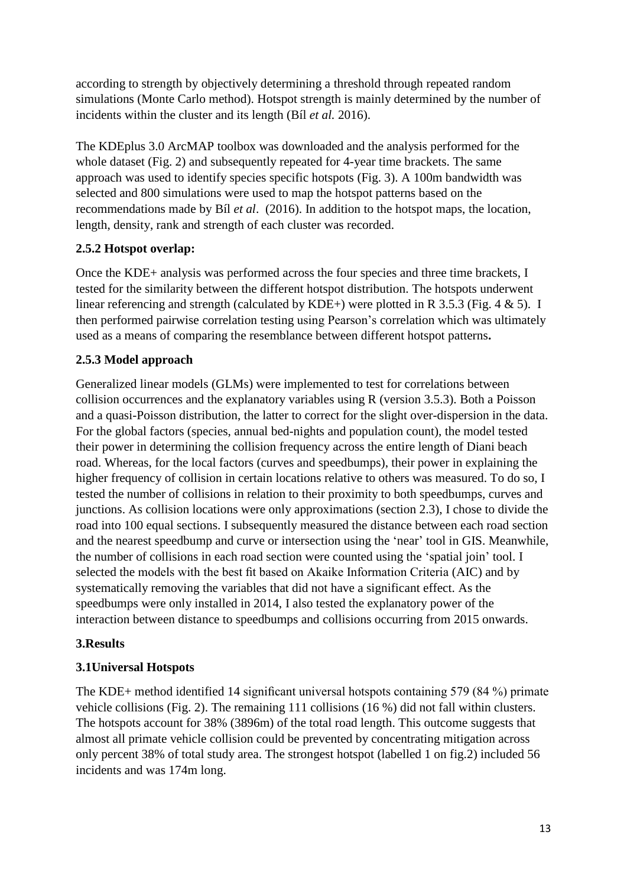according to strength by objectively determining a threshold through repeated random simulations (Monte Carlo method). Hotspot strength is mainly determined by the number of incidents within the cluster and its length (Bíl *et al.* 2016).

The KDEplus 3.0 ArcMAP toolbox was downloaded and the analysis performed for the whole dataset (Fig. 2) and subsequently repeated for 4-year time brackets. The same approach was used to identify species specific hotspots (Fig. 3). A 100m bandwidth was selected and 800 simulations were used to map the hotspot patterns based on the recommendations made by Bíl *et al*. (2016). In addition to the hotspot maps, the location, length, density, rank and strength of each cluster was recorded.

### 2.5.2 Hotspot overlap:

Once the KDE+ analysis was performed across the four species and three time brackets, I tested for the similarity between the different hotspot distribution. The hotspots underwent linear referencing and strength (calculated by KDE+) were plotted in R 3.5.3 (Fig. 4 & 5). I then performed pairwise correlation testing using Pearson's correlation which was ultimately used as a means of comparing the resemblance between different hotspot patterns**.**

### 2.5.3 Model approach

Generalized linear models (GLMs) were implemented to test for correlations between collision occurrences and the explanatory variables using R (version 3.5.3). Both a Poisson and a quasi-Poisson distribution, the latter to correct for the slight over-dispersion in the data. For the global factors (species, annual bed-nights and population count), the model tested their power in determining the collision frequency across the entire length of Diani beach road. Whereas, for the local factors (curves and speedbumps), their power in explaining the higher frequency of collision in certain locations relative to others was measured. To do so, I tested the number of collisions in relation to their proximity to both speedbumps, curves and junctions. As collision locations were only approximations (section 2.3), I chose to divide the road into 100 equal sections. I subsequently measured the distance between each road section and the nearest speedbump and curve or intersection using the 'near' tool in GIS. Meanwhile, the number of collisions in each road section were counted using the 'spatial join' tool. I selected the models with the best fit based on Akaike Information Criteria (AIC) and by systematically removing the variables that did not have a significant effect. As the speedbumps were only installed in 2014, I also tested the explanatory power of the interaction between distance to speedbumps and collisions occurring from 2015 onwards.

## 3.Results

### 3.1Universal Hotspots

The KDE+ method identified 14 significant universal hotspots containing 579 (84 %) primate vehicle collisions (Fig. 2). The remaining 111 collisions (16 %) did not fall within clusters. The hotspots account for 38% (3896m) of the total road length. This outcome suggests that almost all primate vehicle collision could be prevented by concentrating mitigation across only percent 38% of total study area. The strongest hotspot (labelled 1 on fig.2) included 56 incidents and was 174m long.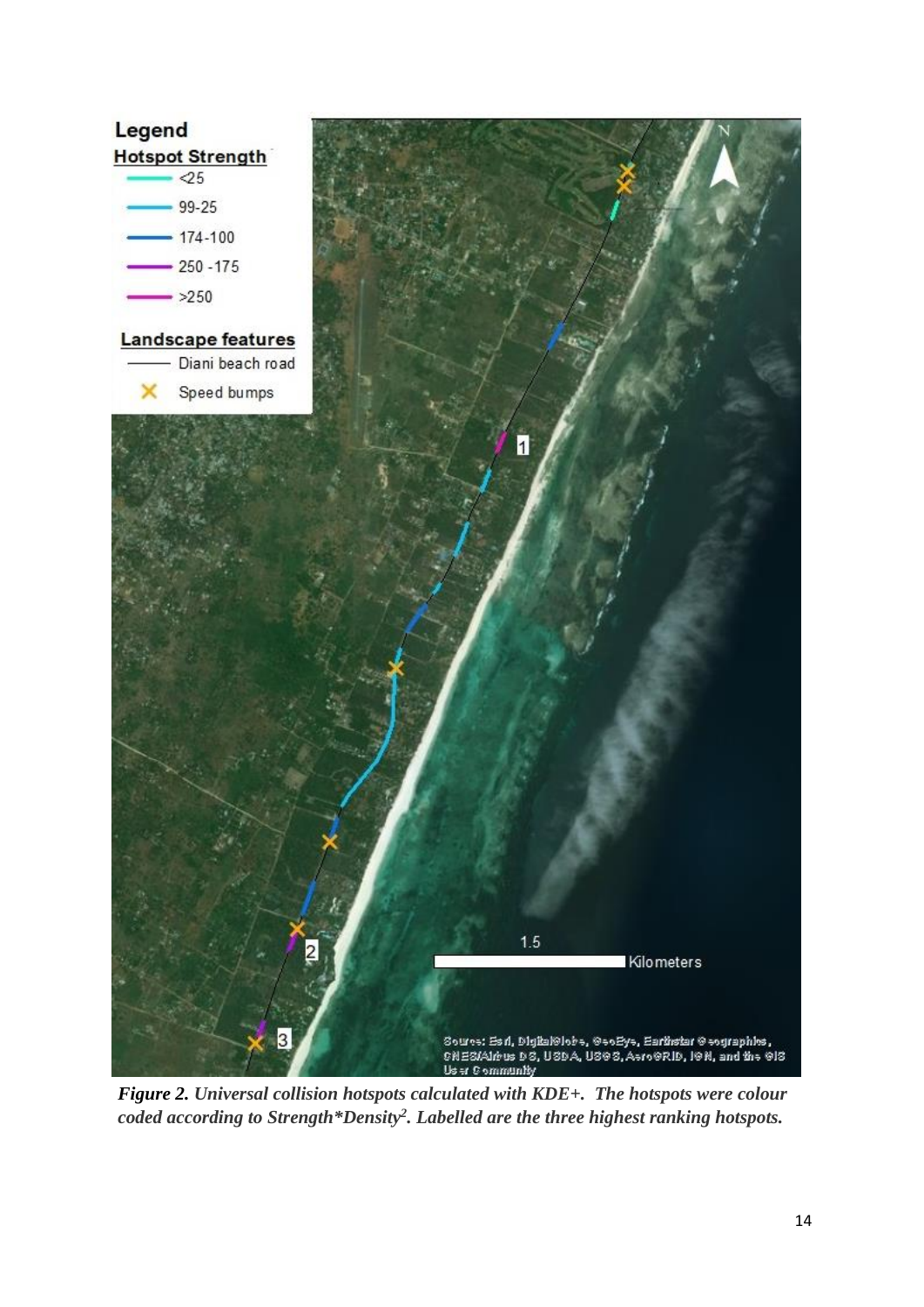*Figure 2.* ***Universal collision hotspots calculated with KDE+. The hotspots were colour coded according to Strength*Density$^2$. Labelled are the three highest ranking hotspots.***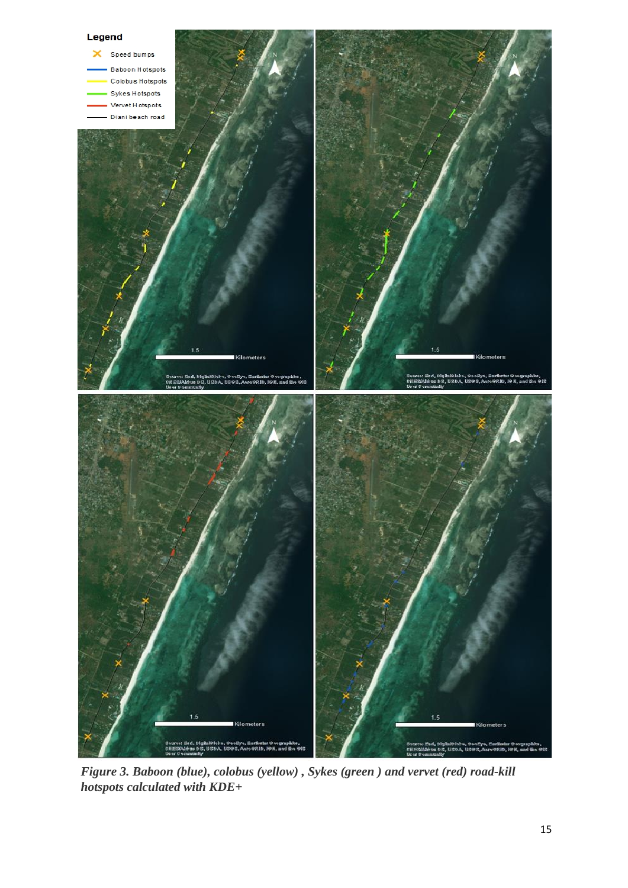*Figure 3. Baboon (blue), colobus (yellow) , Sykes (green ) and vervet (red) road-kill hotspots calculated with KDE+*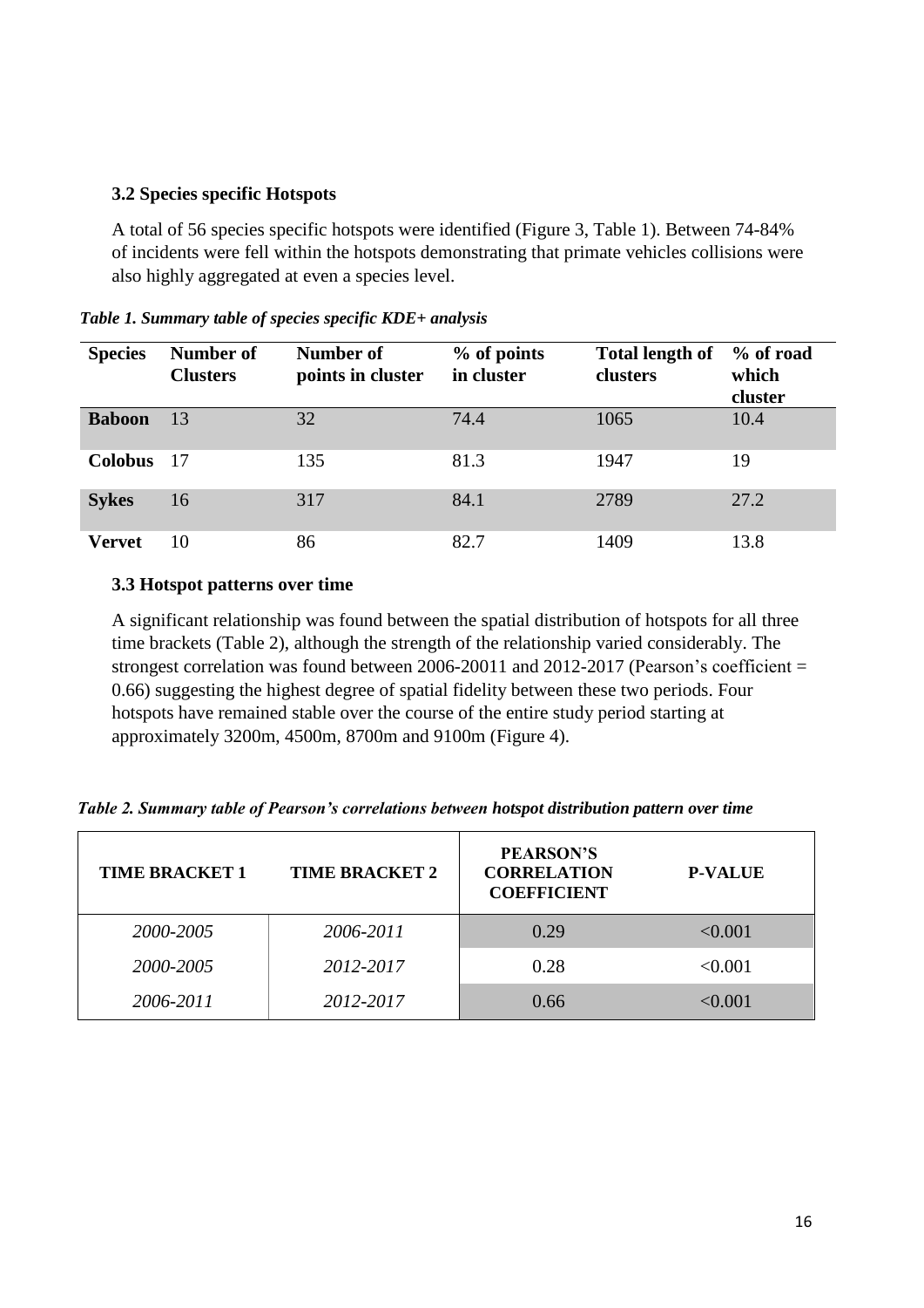### 3.2 Species specific Hotspots

A total of 56 species specific hotspots were identified (Figure 3, Table 1). Between 74-84% of incidents were fell within the hotspots demonstrating that primate vehicles collisions were also highly aggregated at even a species level.

*Table 1. Summary table of species specific KDE+ analysis*

| Species | Number of Clusters | Number of points in cluster | % of points in cluster | Total length of clusters | % of road which cluster |
|---|---|---|---|---|---|
| **Baboon** | 13 | 32 | 74.4 | 1065 | 10.4 |
| **Colobus** | 17 | 135 | 81.3 | 1947 | 19 |
| **Sykes** | 16 | 317 | 84.1 | 2789 | 27.2 |
| **Vervet** | 10 | 86 | 82.7 | 1409 | 13.8 |

### 3.3 Hotspot patterns over time

A significant relationship was found between the spatial distribution of hotspots for all three time brackets (Table 2), although the strength of the relationship varied considerably. The strongest correlation was found between 2006-20011 and 2012-2017 (Pearson's coefficient = 0.66) suggesting the highest degree of spatial fidelity between these two periods. Four hotspots have remained stable over the course of the entire study period starting at approximately 3200m, 4500m, 8700m and 9100m (Figure 4).

*Table 2. Summary table of Pearson's correlations between hotspot distribution pattern over time*

| TIME BRACKET 1 | TIME BRACKET 2 | PEARSON'S CORRELATION COEFFICIENT | P-VALUE |
|---|---|---|---|
| *2000-2005* | *2006-2011* | 0.29 | <0.001 |
| *2000-2005* | *2012-2017* | 0.28 | <0.001 |
| *2006-2011* | *2012-2017* | 0.66 | <0.001 |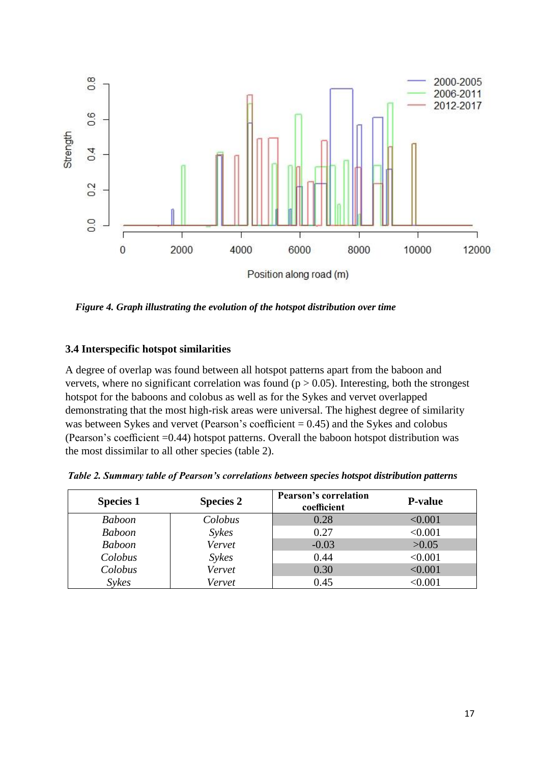*Figure 4. Graph illustrating the evolution of the hotspot distribution over time*

### 3.4 Interspecific hotspot similarities

A degree of overlap was found between all hotspot patterns apart from the baboon and vervets, where no significant correlation was found ($p > 0.05$). Interesting, both the strongest hotspot for the baboons and colobus as well as for the Sykes and vervet overlapped demonstrating that the most high-risk areas were universal. The highest degree of similarity was between Sykes and vervet (Pearson's coefficient = 0.45) and the Sykes and colobus (Pearson's coefficient =0.44) hotspot patterns. Overall the baboon hotspot distribution was the most dissimilar to all other species (table 2).

*Table 2. Summary table of Pearson's correlations between species hotspot distribution patterns*

| Species 1 | Species 2 | Pearson's correlation coefficient | P-value |
|---|---|---|---|
| *Baboon* | *Colobus* | 0.28 | <0.001 |
| *Baboon* | *Sykes* | 0.27 | <0.001 |
| *Baboon* | *Vervet* | -0.03 | >0.05 |
| *Colobus* | *Sykes* | 0.44 | <0.001 |
| *Colobus* | *Vervet* | 0.30 | <0.001 |
| *Sykes* | *Vervet* | 0.45 | <0.001 |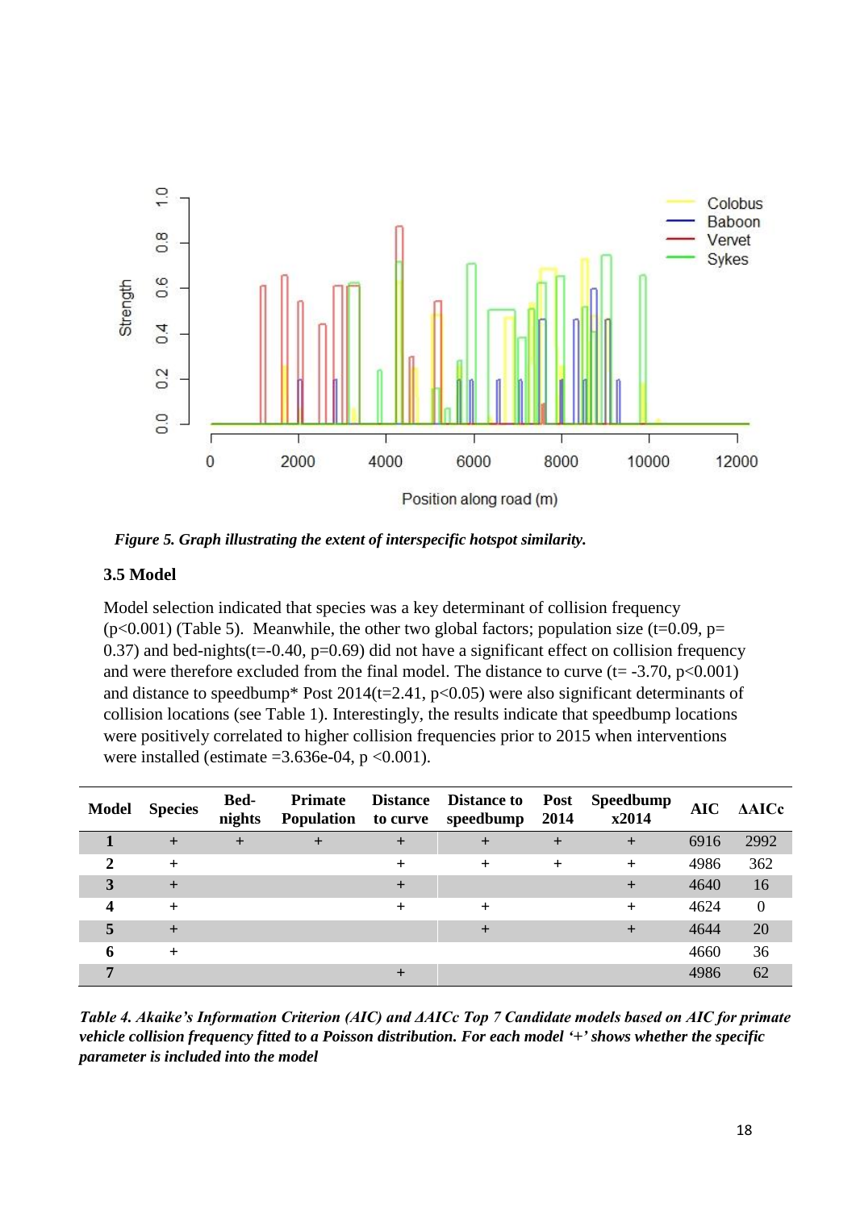*Figure 5. Graph illustrating the extent of interspecific hotspot similarity.*

### 3.5 Model

Model selection indicated that species was a key determinant of collision frequency ($p<0.001$) (Table 5). Meanwhile, the other two global factors; population size ($t=0.09$, $p=0.37$) and bed-nights($t=-0.40$, $p=0.69$) did not have a significant effect on collision frequency and were therefore excluded from the final model. The distance to curve ($t=-3.70$, $p<0.001$) and distance to speedbump* Post 2014($t=2.41$, $p<0.05$) were also significant determinants of collision locations (see Table 1). Interestingly, the results indicate that speedbump locations were positively correlated to higher collision frequencies prior to 2015 when interventions were installed (estimate $=3.636e-04$, $p<0.001$).

| Model | Species | Bed-nights | Primate Population | Distance to curve | Distance to speedbump | Post 2014 | Speedbump x2014 | AIC | ΔAICc |
|---|---|---|---|---|---|---|---|---|---|
| 1 | + | + | + | + | + | + | + | 6916 | 2992 |
| 2 | + | | | + | + | + | + | 4986 | 362 |
| 3 | + | | | + | | | + | 4640 | 16 |
| 4 | + | | | + | + | | + | 4624 | 0 |
| 5 | + | | | | + | | + | 4644 | 20 |
| 6 | + | | | | | | | 4660 | 36 |
| 7 | | | | + | | | | 4986 | 62 |

***Table 4. Akaike's Information Criterion (AIC) and ΔAICc Top 7 Candidate models based on AIC for primate vehicle collision frequency fitted to a Poisson distribution. For each model '+' shows whether the specific parameter is included into the model***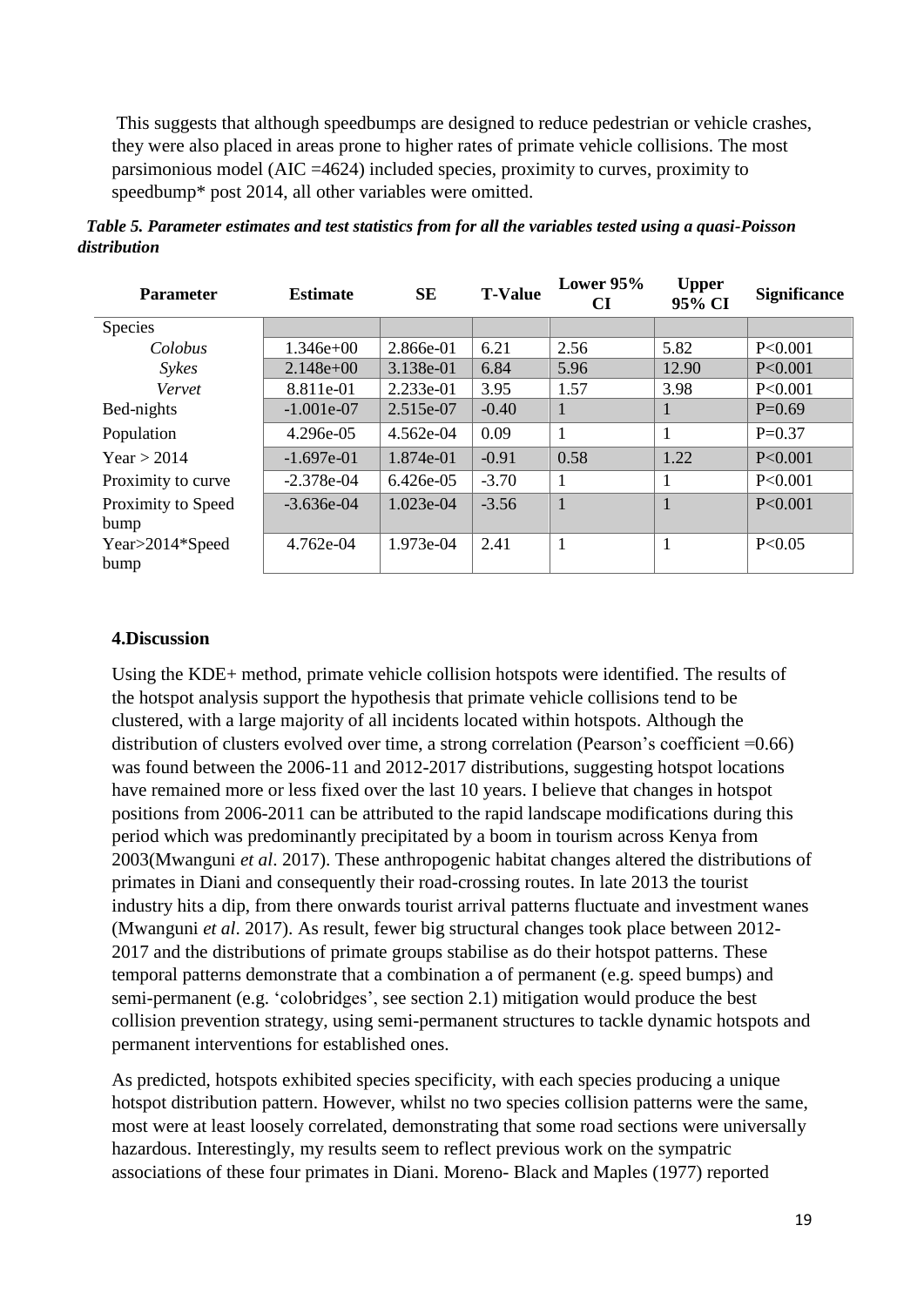This suggests that although speedbumps are designed to reduce pedestrian or vehicle crashes, they were also placed in areas prone to higher rates of primate vehicle collisions. The most parsimonious model (AIC =4624) included species, proximity to curves, proximity to speedbump* post 2014, all other variables were omitted.

***Table 5. Parameter estimates and test statistics from for all the variables tested using a quasi-Poisson distribution***

| Parameter | Estimate | SE | T-Value | Lower 95% CI | Upper 95% CI | Significance |
|---|---|---|---|---|---|---|
| Species | | | | | | |
| *Colobus* | 1.346e+00 | 2.866e-01 | 6.21 | 2.56 | 5.82 | P<0.001 |
| *Sykes* | 2.148e+00 | 3.138e-01 | 6.84 | 5.96 | 12.90 | P<0.001 |
| *Vervet* | 8.811e-01 | 2.233e-01 | 3.95 | 1.57 | 3.98 | P<0.001 |
| Bed-nights | -1.001e-07 | 2.515e-07 | -0.40 | 1 | 1 | P=0.69 |
| Population | 4.296e-05 | 4.562e-04 | 0.09 | 1 | 1 | P=0.37 |
| Year > 2014 | -1.697e-01 | 1.874e-01 | -0.91 | 0.58 | 1.22 | P<0.001 |
| Proximity to curve | -2.378e-04 | 6.426e-05 | -3.70 | 1 | 1 | P<0.001 |
| Proximity to Speed bump | -3.636e-04 | 1.023e-04 | -3.56 | 1 | 1 | P<0.001 |
| Year>2014*Speed bump | 4.762e-04 | 1.973e-04 | 2.41 | 1 | 1 | P<0.05 |

## 4.Discussion

Using the KDE+ method, primate vehicle collision hotspots were identified. The results of the hotspot analysis support the hypothesis that primate vehicle collisions tend to be clustered, with a large majority of all incidents located within hotspots. Although the distribution of clusters evolved over time, a strong correlation (Pearson's coefficient =0.66) was found between the 2006-11 and 2012-2017 distributions, suggesting hotspot locations have remained more or less fixed over the last 10 years. I believe that changes in hotspot positions from 2006-2011 can be attributed to the rapid landscape modifications during this period which was predominantly precipitated by a boom in tourism across Kenya from 2003(Mwanguni *et al*. 2017). These anthropogenic habitat changes altered the distributions of primates in Diani and consequently their road-crossing routes. In late 2013 the tourist industry hits a dip, from there onwards tourist arrival patterns fluctuate and investment wanes (Mwanguni *et al*. 2017). As result, fewer big structural changes took place between 2012-2017 and the distributions of primate groups stabilise as do their hotspot patterns. These temporal patterns demonstrate that a combination a of permanent (e.g. speed bumps) and semi-permanent (e.g. 'colobridges', see section 2.1) mitigation would produce the best collision prevention strategy, using semi-permanent structures to tackle dynamic hotspots and permanent interventions for established ones.

As predicted, hotspots exhibited species specificity, with each species producing a unique hotspot distribution pattern. However, whilst no two species collision patterns were the same, most were at least loosely correlated, demonstrating that some road sections were universally hazardous. Interestingly, my results seem to reflect previous work on the sympatric associations of these four primates in Diani. Moreno- Black and Maples (1977) reported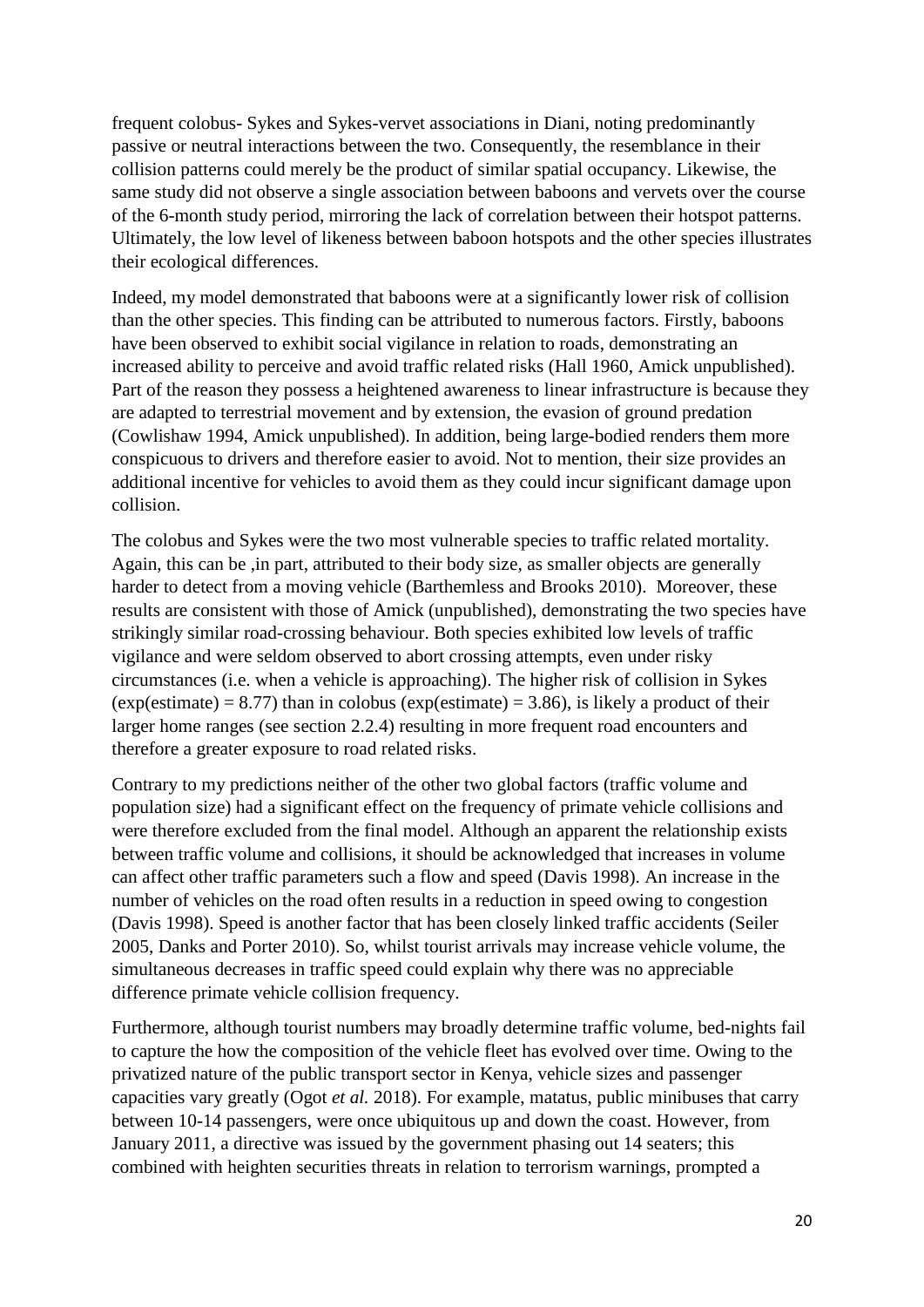frequent colobus- Sykes and Sykes-vervet associations in Diani, noting predominantly passive or neutral interactions between the two. Consequently, the resemblance in their collision patterns could merely be the product of similar spatial occupancy. Likewise, the same study did not observe a single association between baboons and vervets over the course of the 6-month study period, mirroring the lack of correlation between their hotspot patterns. Ultimately, the low level of likeness between baboon hotspots and the other species illustrates their ecological differences.

Indeed, my model demonstrated that baboons were at a significantly lower risk of collision than the other species. This finding can be attributed to numerous factors. Firstly, baboons have been observed to exhibit social vigilance in relation to roads, demonstrating an increased ability to perceive and avoid traffic related risks (Hall 1960, Amick unpublished). Part of the reason they possess a heightened awareness to linear infrastructure is because they are adapted to terrestrial movement and by extension, the evasion of ground predation (Cowlishaw 1994, Amick unpublished). In addition, being large-bodied renders them more conspicuous to drivers and therefore easier to avoid. Not to mention, their size provides an additional incentive for vehicles to avoid them as they could incur significant damage upon collision.

The colobus and Sykes were the two most vulnerable species to traffic related mortality. Again, this can be ,in part, attributed to their body size, as smaller objects are generally harder to detect from a moving vehicle (Barthemless and Brooks 2010). Moreover, these results are consistent with those of Amick (unpublished), demonstrating the two species have strikingly similar road-crossing behaviour. Both species exhibited low levels of traffic vigilance and were seldom observed to abort crossing attempts, even under risky circumstances (i.e. when a vehicle is approaching). The higher risk of collision in Sykes (exp(estimate) = 8.77) than in colobus (exp(estimate) = 3.86), is likely a product of their larger home ranges (see section 2.2.4) resulting in more frequent road encounters and therefore a greater exposure to road related risks.

Contrary to my predictions neither of the other two global factors (traffic volume and population size) had a significant effect on the frequency of primate vehicle collisions and were therefore excluded from the final model. Although an apparent the relationship exists between traffic volume and collisions, it should be acknowledged that increases in volume can affect other traffic parameters such a flow and speed (Davis 1998). An increase in the number of vehicles on the road often results in a reduction in speed owing to congestion (Davis 1998). Speed is another factor that has been closely linked traffic accidents (Seiler 2005, Danks and Porter 2010). So, whilst tourist arrivals may increase vehicle volume, the simultaneous decreases in traffic speed could explain why there was no appreciable difference primate vehicle collision frequency.

Furthermore, although tourist numbers may broadly determine traffic volume, bed-nights fail to capture the how the composition of the vehicle fleet has evolved over time. Owing to the privatized nature of the public transport sector in Kenya, vehicle sizes and passenger capacities vary greatly (Ogot *et al.* 2018). For example, matatus, public minibuses that carry between 10-14 passengers, were once ubiquitous up and down the coast. However, from January 2011, a directive was issued by the government phasing out 14 seaters; this combined with heighten securities threats in relation to terrorism warnings, prompted a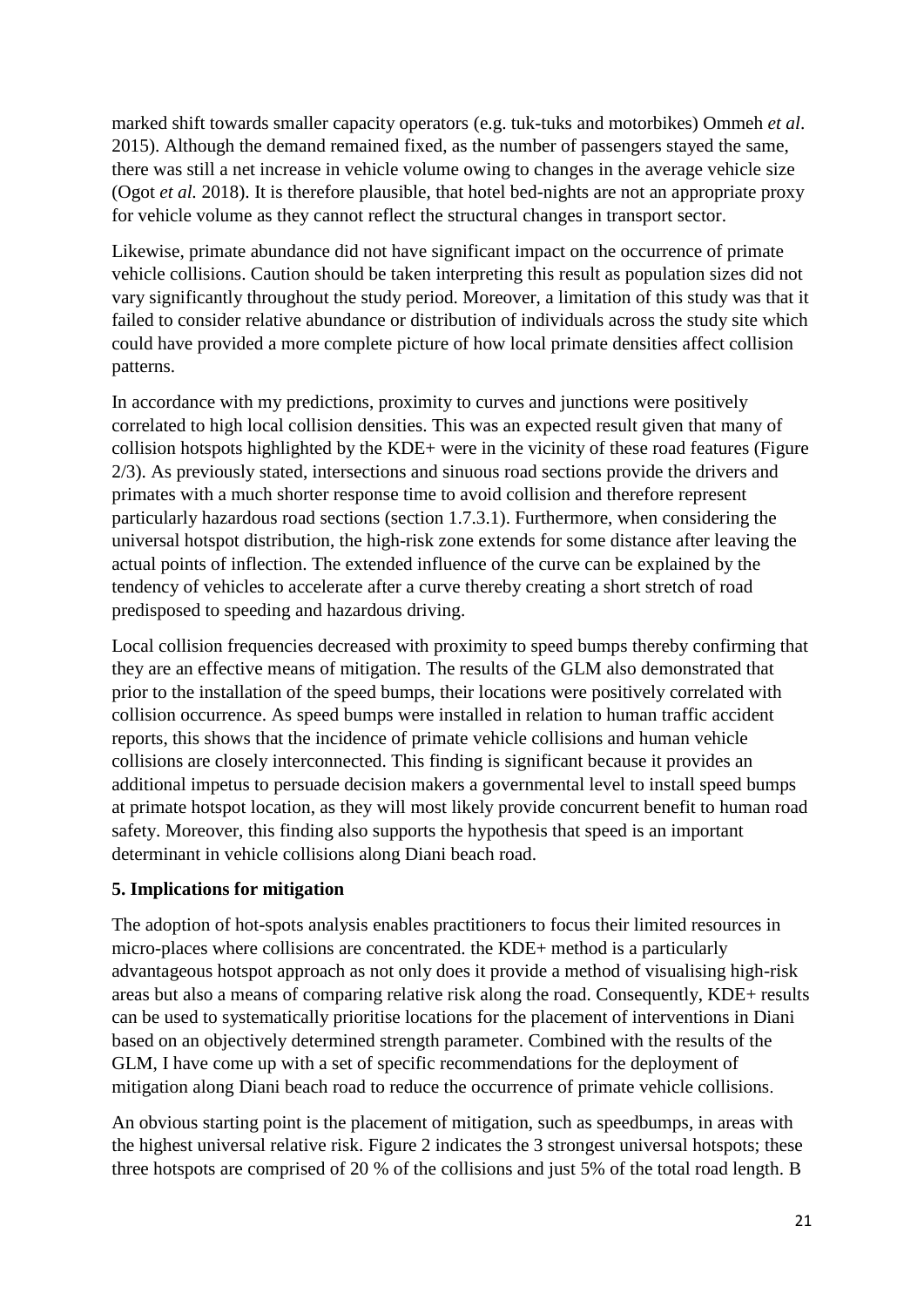marked shift towards smaller capacity operators (e.g. tuk-tuks and motorbikes) Ommeh *et al*. 2015). Although the demand remained fixed, as the number of passengers stayed the same, there was still a net increase in vehicle volume owing to changes in the average vehicle size (Ogot *et al.* 2018). It is therefore plausible, that hotel bed-nights are not an appropriate proxy for vehicle volume as they cannot reflect the structural changes in transport sector.

Likewise, primate abundance did not have significant impact on the occurrence of primate vehicle collisions. Caution should be taken interpreting this result as population sizes did not vary significantly throughout the study period. Moreover, a limitation of this study was that it failed to consider relative abundance or distribution of individuals across the study site which could have provided a more complete picture of how local primate densities affect collision patterns.

In accordance with my predictions, proximity to curves and junctions were positively correlated to high local collision densities. This was an expected result given that many of collision hotspots highlighted by the KDE+ were in the vicinity of these road features (Figure 2/3). As previously stated, intersections and sinuous road sections provide the drivers and primates with a much shorter response time to avoid collision and therefore represent particularly hazardous road sections (section 1.7.3.1). Furthermore, when considering the universal hotspot distribution, the high-risk zone extends for some distance after leaving the actual points of inflection. The extended influence of the curve can be explained by the tendency of vehicles to accelerate after a curve thereby creating a short stretch of road predisposed to speeding and hazardous driving.

Local collision frequencies decreased with proximity to speed bumps thereby confirming that they are an effective means of mitigation. The results of the GLM also demonstrated that prior to the installation of the speed bumps, their locations were positively correlated with collision occurrence. As speed bumps were installed in relation to human traffic accident reports, this shows that the incidence of primate vehicle collisions and human vehicle collisions are closely interconnected. This finding is significant because it provides an additional impetus to persuade decision makers a governmental level to install speed bumps at primate hotspot location, as they will most likely provide concurrent benefit to human road safety. Moreover, this finding also supports the hypothesis that speed is an important determinant in vehicle collisions along Diani beach road.

## 5. Implications for mitigation

The adoption of hot-spots analysis enables practitioners to focus their limited resources in micro-places where collisions are concentrated. the KDE+ method is a particularly advantageous hotspot approach as not only does it provide a method of visualising high-risk areas but also a means of comparing relative risk along the road. Consequently, KDE+ results can be used to systematically prioritise locations for the placement of interventions in Diani based on an objectively determined strength parameter. Combined with the results of the GLM, I have come up with a set of specific recommendations for the deployment of mitigation along Diani beach road to reduce the occurrence of primate vehicle collisions.

An obvious starting point is the placement of mitigation, such as speedbumps, in areas with the highest universal relative risk. Figure 2 indicates the 3 strongest universal hotspots; these three hotspots are comprised of 20 % of the collisions and just 5% of the total road length. B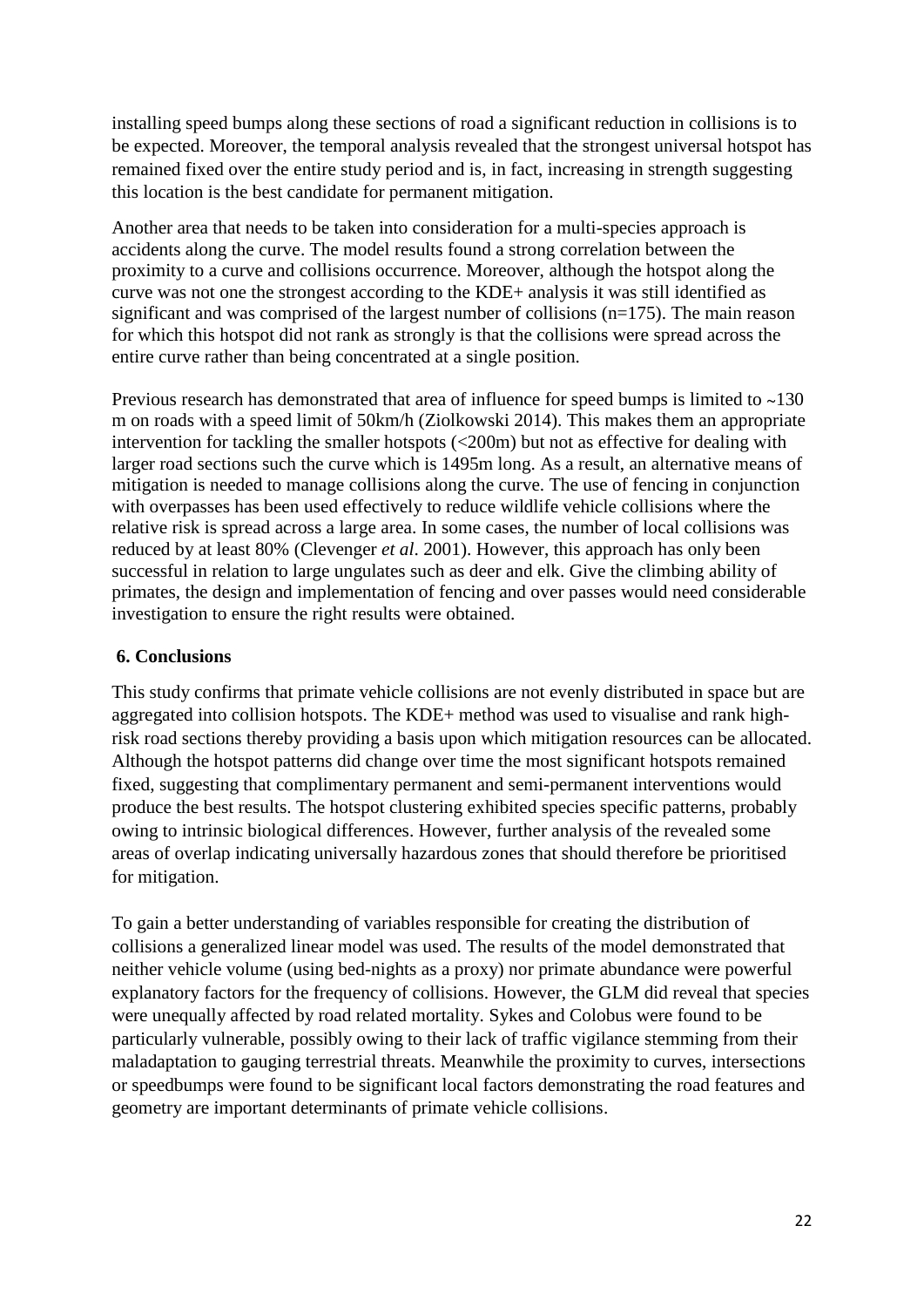installing speed bumps along these sections of road a significant reduction in collisions is to be expected. Moreover, the temporal analysis revealed that the strongest universal hotspot has remained fixed over the entire study period and is, in fact, increasing in strength suggesting this location is the best candidate for permanent mitigation.

Another area that needs to be taken into consideration for a multi-species approach is accidents along the curve. The model results found a strong correlation between the proximity to a curve and collisions occurrence. Moreover, although the hotspot along the curve was not one the strongest according to the KDE+ analysis it was still identified as significant and was comprised of the largest number of collisions (n=175). The main reason for which this hotspot did not rank as strongly is that the collisions were spread across the entire curve rather than being concentrated at a single position.

Previous research has demonstrated that area of influence for speed bumps is limited to ~130 m on roads with a speed limit of 50km/h (Ziolkowski 2014). This makes them an appropriate intervention for tackling the smaller hotspots (<200m) but not as effective for dealing with larger road sections such the curve which is 1495m long. As a result, an alternative means of mitigation is needed to manage collisions along the curve. The use of fencing in conjunction with overpasses has been used effectively to reduce wildlife vehicle collisions where the relative risk is spread across a large area. In some cases, the number of local collisions was reduced by at least 80% (Clevenger *et al*. 2001). However, this approach has only been successful in relation to large ungulates such as deer and elk. Give the climbing ability of primates, the design and implementation of fencing and over passes would need considerable investigation to ensure the right results were obtained.

## 6. Conclusions

This study confirms that primate vehicle collisions are not evenly distributed in space but are aggregated into collision hotspots. The KDE+ method was used to visualise and rank high-risk road sections thereby providing a basis upon which mitigation resources can be allocated. Although the hotspot patterns did change over time the most significant hotspots remained fixed, suggesting that complimentary permanent and semi-permanent interventions would produce the best results. The hotspot clustering exhibited species specific patterns, probably owing to intrinsic biological differences. However, further analysis of the revealed some areas of overlap indicating universally hazardous zones that should therefore be prioritised for mitigation.

To gain a better understanding of variables responsible for creating the distribution of collisions a generalized linear model was used. The results of the model demonstrated that neither vehicle volume (using bed-nights as a proxy) nor primate abundance were powerful explanatory factors for the frequency of collisions. However, the GLM did reveal that species were unequally affected by road related mortality. Sykes and Colobus were found to be particularly vulnerable, possibly owing to their lack of traffic vigilance stemming from their maladaptation to gauging terrestrial threats. Meanwhile the proximity to curves, intersections or speedbumps were found to be significant local factors demonstrating the road features and geometry are important determinants of primate vehicle collisions.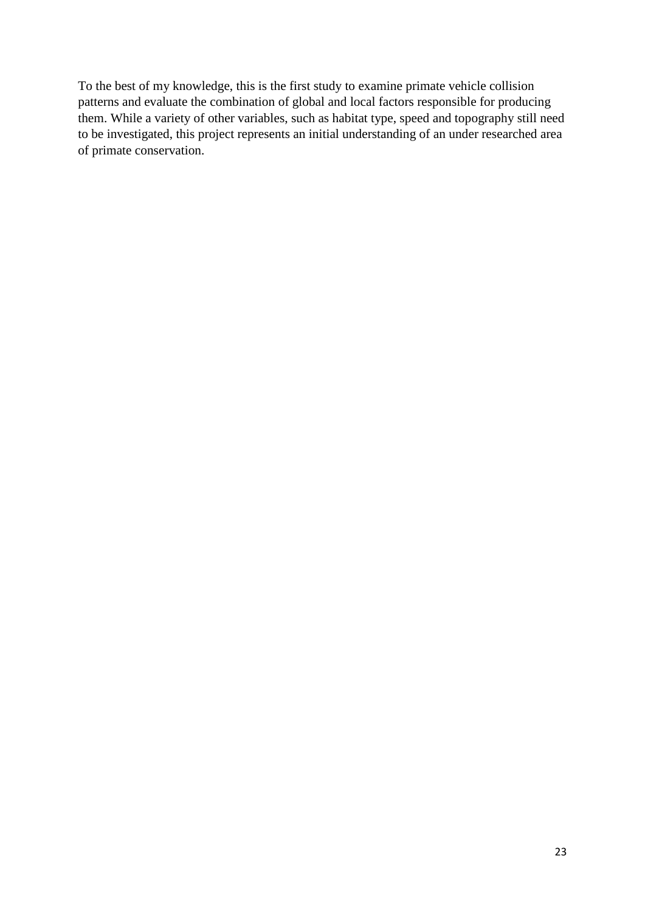To the best of my knowledge, this is the first study to examine primate vehicle collision patterns and evaluate the combination of global and local factors responsible for producing them. While a variety of other variables, such as habitat type, speed and topography still need to be investigated, this project represents an initial understanding of an under researched area of primate conservation.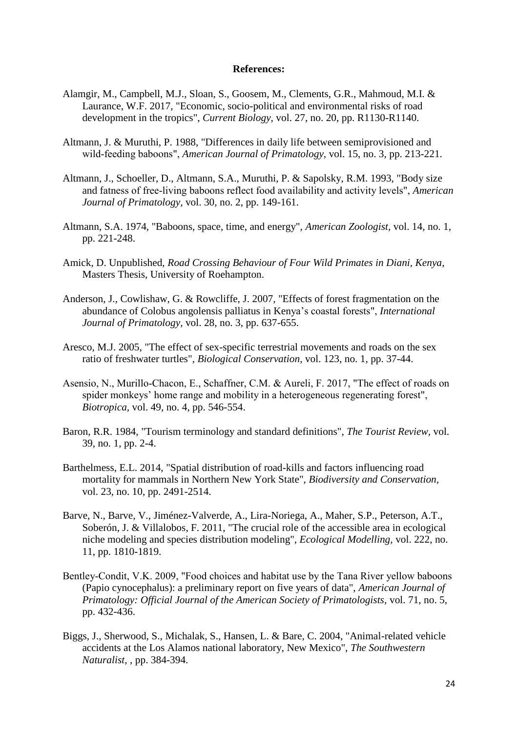**References:**

Alamgir, M., Campbell, M.J., Sloan, S., Goosem, M., Clements, G.R., Mahmoud, M.I. & Laurance, W.F. 2017, "Economic, socio-political and environmental risks of road development in the tropics", *Current Biology,* vol. 27, no. 20, pp. R1130-R1140.

Altmann, J. & Muruthi, P. 1988, "Differences in daily life between semiprovisioned and wild-feeding baboons", *American Journal of Primatology,* vol. 15, no. 3, pp. 213-221.

Altmann, J., Schoeller, D., Altmann, S.A., Muruthi, P. & Sapolsky, R.M. 1993, "Body size and fatness of free-living baboons reflect food availability and activity levels", *American Journal of Primatology,* vol. 30, no. 2, pp. 149-161.

Altmann, S.A. 1974, "Baboons, space, time, and energy", *American Zoologist,* vol. 14, no. 1, pp. 221-248.

Amick, D. Unpublished, *Road Crossing Behaviour of Four Wild Primates in Diani, Kenya*, Masters Thesis, University of Roehampton.

Anderson, J., Cowlishaw, G. & Rowcliffe, J. 2007, "Effects of forest fragmentation on the abundance of Colobus angolensis palliatus in Kenya's coastal forests", *International Journal of Primatology,* vol. 28, no. 3, pp. 637-655.

Aresco, M.J. 2005, "The effect of sex-specific terrestrial movements and roads on the sex ratio of freshwater turtles", *Biological Conservation,* vol. 123, no. 1, pp. 37-44.

Asensio, N., Murillo-Chacon, E., Schaffner, C.M. & Aureli, F. 2017, "The effect of roads on spider monkeys' home range and mobility in a heterogeneous regenerating forest", *Biotropica,* vol. 49, no. 4, pp. 546-554.

Baron, R.R. 1984, "Tourism terminology and standard definitions", *The Tourist Review,* vol. 39, no. 1, pp. 2-4.

Barthelmess, E.L. 2014, "Spatial distribution of road-kills and factors influencing road mortality for mammals in Northern New York State", *Biodiversity and Conservation,* vol. 23, no. 10, pp. 2491-2514.

Barve, N., Barve, V., Jiménez-Valverde, A., Lira-Noriega, A., Maher, S.P., Peterson, A.T., Soberón, J. & Villalobos, F. 2011, "The crucial role of the accessible area in ecological niche modeling and species distribution modeling", *Ecological Modelling,* vol. 222, no. 11, pp. 1810-1819.

Bentley-Condit, V.K. 2009, "Food choices and habitat use by the Tana River yellow baboons (Papio cynocephalus): a preliminary report on five years of data", *American Journal of Primatology: Official Journal of the American Society of Primatologists,* vol. 71, no. 5, pp. 432-436.

Biggs, J., Sherwood, S., Michalak, S., Hansen, L. & Bare, C. 2004, "Animal-related vehicle accidents at the Los Alamos national laboratory, New Mexico", *The Southwestern Naturalist,* , pp. 384-394.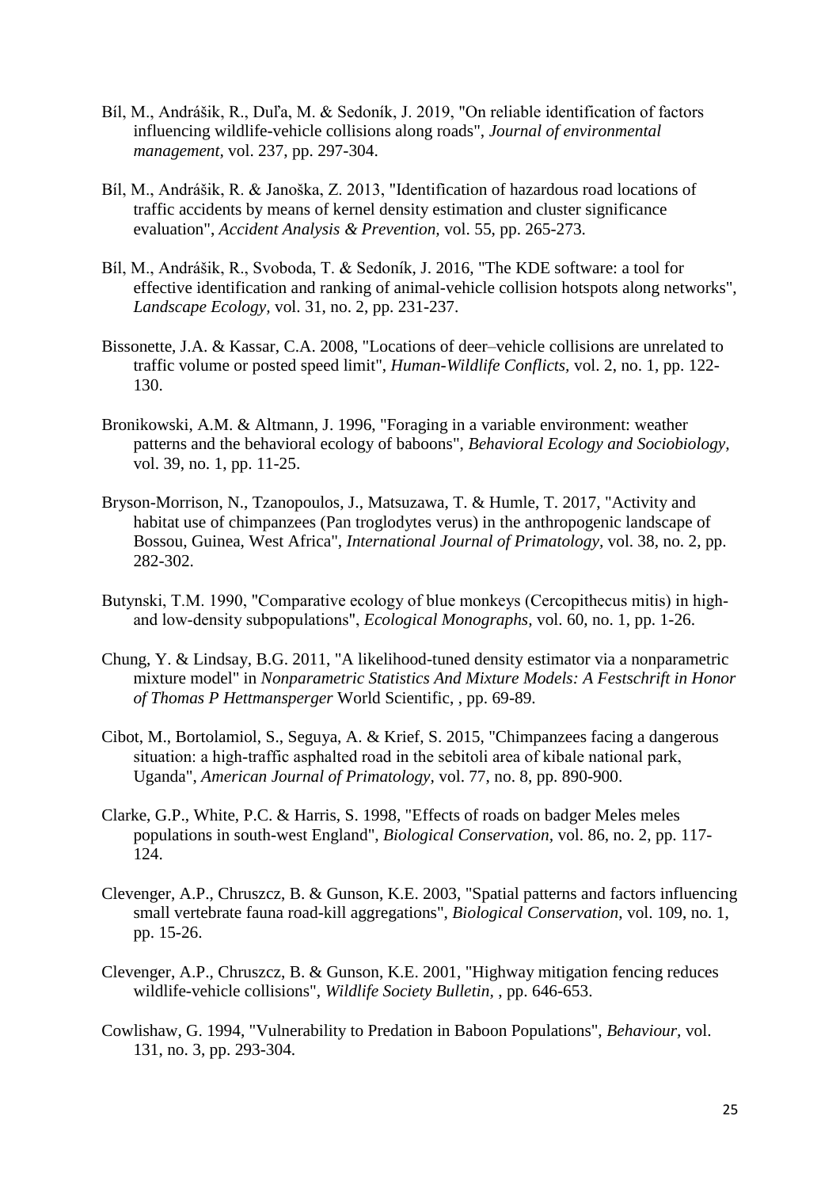Bíl, M., Andrášik, R., Duľa, M. & Sedoník, J. 2019, "On reliable identification of factors influencing wildlife-vehicle collisions along roads", *Journal of environmental management*, vol. 237, pp. 297-304.

Bíl, M., Andrášik, R. & Janoška, Z. 2013, "Identification of hazardous road locations of traffic accidents by means of kernel density estimation and cluster significance evaluation", *Accident Analysis & Prevention*, vol. 55, pp. 265-273.

Bíl, M., Andrášik, R., Svoboda, T. & Sedoník, J. 2016, "The KDE software: a tool for effective identification and ranking of animal-vehicle collision hotspots along networks", *Landscape Ecology*, vol. 31, no. 2, pp. 231-237.

Bissonette, J.A. & Kassar, C.A. 2008, "Locations of deer–vehicle collisions are unrelated to traffic volume or posted speed limit", *Human-Wildlife Conflicts*, vol. 2, no. 1, pp. 122-130.

Bronikowski, A.M. & Altmann, J. 1996, "Foraging in a variable environment: weather patterns and the behavioral ecology of baboons", *Behavioral Ecology and Sociobiology*, vol. 39, no. 1, pp. 11-25.

Bryson-Morrison, N., Tzanopoulos, J., Matsuzawa, T. & Humle, T. 2017, "Activity and habitat use of chimpanzees (Pan troglodytes verus) in the anthropogenic landscape of Bossou, Guinea, West Africa", *International Journal of Primatology*, vol. 38, no. 2, pp. 282-302.

Butynski, T.M. 1990, "Comparative ecology of blue monkeys (Cercopithecus mitis) in high- and low-density subpopulations", *Ecological Monographs*, vol. 60, no. 1, pp. 1-26.

Chung, Y. & Lindsay, B.G. 2011, "A likelihood-tuned density estimator via a nonparametric mixture model" in *Nonparametric Statistics And Mixture Models: A Festschrift in Honor of Thomas P Hettmansperger* World Scientific, , pp. 69-89.

Cibot, M., Bortolamiol, S., Seguya, A. & Krief, S. 2015, "Chimpanzees facing a dangerous situation: a high-traffic asphalted road in the sebitoli area of kibale national park, Uganda", *American Journal of Primatology*, vol. 77, no. 8, pp. 890-900.

Clarke, G.P., White, P.C. & Harris, S. 1998, "Effects of roads on badger Meles meles populations in south-west England", *Biological Conservation*, vol. 86, no. 2, pp. 117-124.

Clevenger, A.P., Chruszcz, B. & Gunson, K.E. 2003, "Spatial patterns and factors influencing small vertebrate fauna road-kill aggregations", *Biological Conservation*, vol. 109, no. 1, pp. 15-26.

Clevenger, A.P., Chruszcz, B. & Gunson, K.E. 2001, "Highway mitigation fencing reduces wildlife-vehicle collisions", *Wildlife Society Bulletin*, , pp. 646-653.

Cowlishaw, G. 1994, "Vulnerability to Predation in Baboon Populations", *Behaviour*, vol. 131, no. 3, pp. 293-304.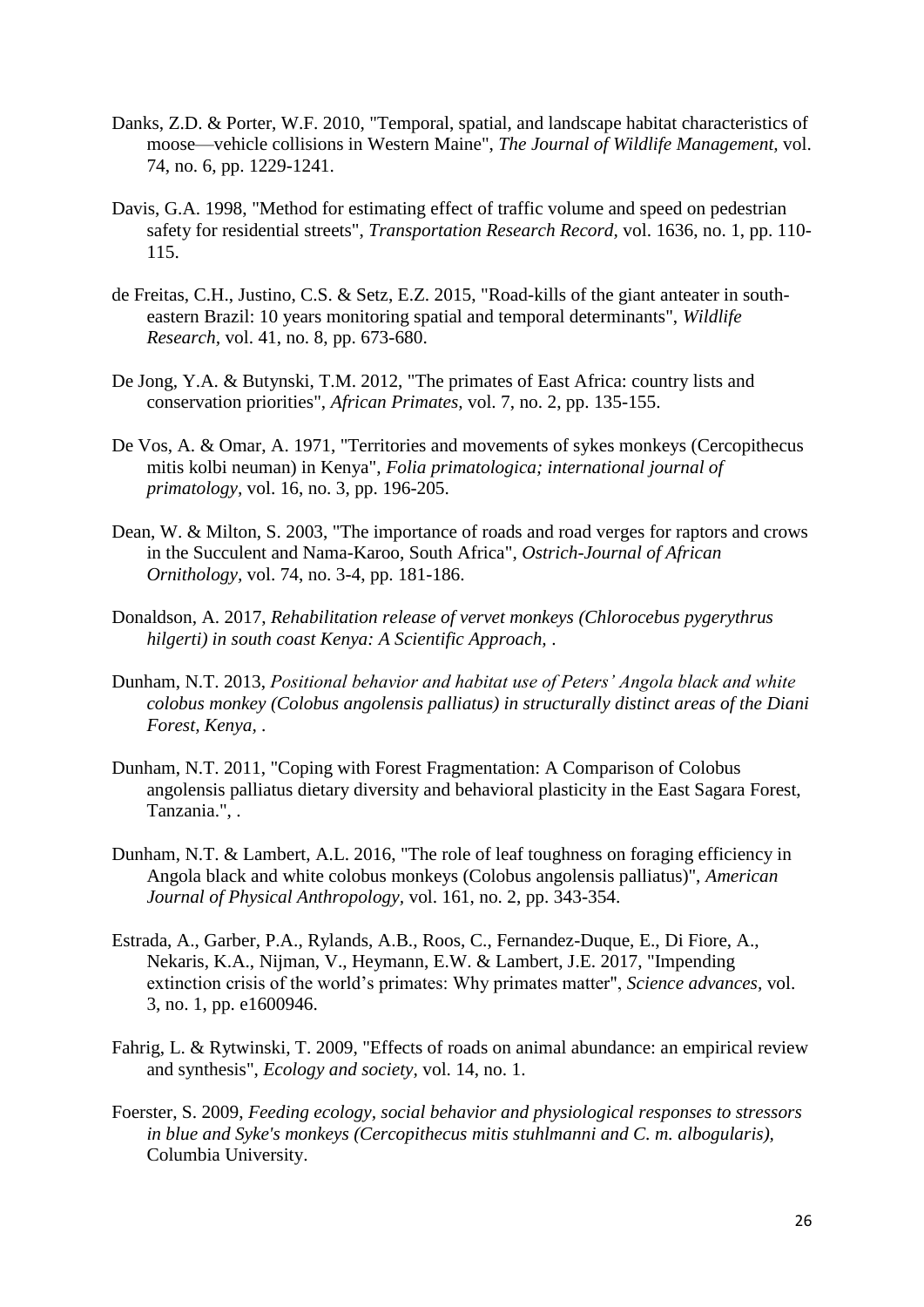Danks, Z.D. & Porter, W.F. 2010, "Temporal, spatial, and landscape habitat characteristics of moose—vehicle collisions in Western Maine", *The Journal of Wildlife Management,* vol. 74, no. 6, pp. 1229-1241.

Davis, G.A. 1998, "Method for estimating effect of traffic volume and speed on pedestrian safety for residential streets", *Transportation Research Record,* vol. 1636, no. 1, pp. 110-115.

de Freitas, C.H., Justino, C.S. & Setz, E.Z. 2015, "Road-kills of the giant anteater in south-eastern Brazil: 10 years monitoring spatial and temporal determinants", *Wildlife Research*, vol. 41, no. 8, pp. 673-680.

De Jong, Y.A. & Butynski, T.M. 2012, "The primates of East Africa: country lists and conservation priorities", *African Primates,* vol. 7, no. 2, pp. 135-155.

De Vos, A. & Omar, A. 1971, "Territories and movements of sykes monkeys (Cercopithecus mitis kolbi neuman) in Kenya", *Folia primatologica; international journal of primatology,* vol. 16, no. 3, pp. 196-205.

Dean, W. & Milton, S. 2003, "The importance of roads and road verges for raptors and crows in the Succulent and Nama-Karoo, South Africa", *Ostrich-Journal of African Ornithology,* vol. 74, no. 3-4, pp. 181-186.

Donaldson, A. 2017, *Rehabilitation release of vervet monkeys (Chlorocebus pygerythrus hilgerti) in south coast Kenya: A Scientific Approach,* .

Dunham, N.T. 2013, *Positional behavior and habitat use of Peters' Angola black and white colobus monkey (Colobus angolensis palliatus) in structurally distinct areas of the Diani Forest, Kenya,* .

Dunham, N.T. 2011, "Coping with Forest Fragmentation: A Comparison of Colobus angolensis palliatus dietary diversity and behavioral plasticity in the East Sagara Forest, Tanzania.", .

Dunham, N.T. & Lambert, A.L. 2016, "The role of leaf toughness on foraging efficiency in Angola black and white colobus monkeys (Colobus angolensis palliatus)", *American Journal of Physical Anthropology,* vol. 161, no. 2, pp. 343-354.

Estrada, A., Garber, P.A., Rylands, A.B., Roos, C., Fernandez-Duque, E., Di Fiore, A., Nekaris, K.A., Nijman, V., Heymann, E.W. & Lambert, J.E. 2017, "Impending extinction crisis of the world's primates: Why primates matter", *Science advances,* vol. 3, no. 1, pp. e1600946.

Fahrig, L. & Rytwinski, T. 2009, "Effects of roads on animal abundance: an empirical review and synthesis", *Ecology and society,* vol. 14, no. 1.

Foerster, S. 2009, *Feeding ecology, social behavior and physiological responses to stressors in blue and Syke's monkeys (Cercopithecus mitis stuhlmanni and C. m. albogularis),* Columbia University.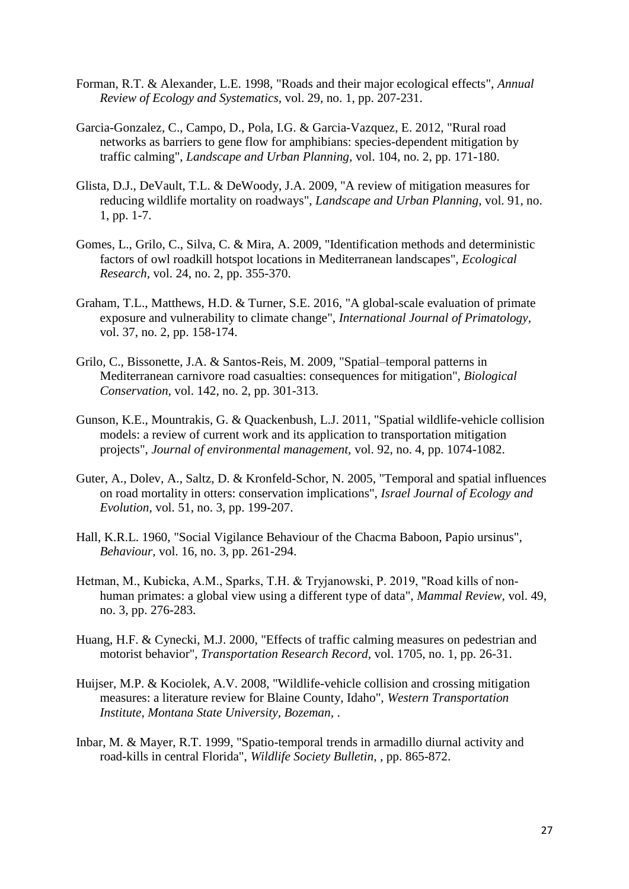Forman, R.T. & Alexander, L.E. 1998, "Roads and their major ecological effects", *Annual Review of Ecology and Systematics*, vol. 29, no. 1, pp. 207-231.

Garcia-Gonzalez, C., Campo, D., Pola, I.G. & Garcia-Vazquez, E. 2012, "Rural road networks as barriers to gene flow for amphibians: species-dependent mitigation by traffic calming", *Landscape and Urban Planning*, vol. 104, no. 2, pp. 171-180.

Glista, D.J., DeVault, T.L. & DeWoody, J.A. 2009, "A review of mitigation measures for reducing wildlife mortality on roadways", *Landscape and Urban Planning*, vol. 91, no. 1, pp. 1-7.

Gomes, L., Grilo, C., Silva, C. & Mira, A. 2009, "Identification methods and deterministic factors of owl roadkill hotspot locations in Mediterranean landscapes", *Ecological Research*, vol. 24, no. 2, pp. 355-370.

Graham, T.L., Matthews, H.D. & Turner, S.E. 2016, "A global-scale evaluation of primate exposure and vulnerability to climate change", *International Journal of Primatology*, vol. 37, no. 2, pp. 158-174.

Grilo, C., Bissonette, J.A. & Santos-Reis, M. 2009, "Spatial–temporal patterns in Mediterranean carnivore road casualties: consequences for mitigation", *Biological Conservation*, vol. 142, no. 2, pp. 301-313.

Gunson, K.E., Mountrakis, G. & Quackenbush, L.J. 2011, "Spatial wildlife-vehicle collision models: a review of current work and its application to transportation mitigation projects", *Journal of environmental management*, vol. 92, no. 4, pp. 1074-1082.

Guter, A., Dolev, A., Saltz, D. & Kronfeld-Schor, N. 2005, "Temporal and spatial influences on road mortality in otters: conservation implications", *Israel Journal of Ecology and Evolution*, vol. 51, no. 3, pp. 199-207.

Hall, K.R.L. 1960, "Social Vigilance Behaviour of the Chacma Baboon, Papio ursinus", *Behaviour*, vol. 16, no. 3, pp. 261-294.

Hetman, M., Kubicka, A.M., Sparks, T.H. & Tryjanowski, P. 2019, "Road kills of non-human primates: a global view using a different type of data", *Mammal Review*, vol. 49, no. 3, pp. 276-283.

Huang, H.F. & Cynecki, M.J. 2000, "Effects of traffic calming measures on pedestrian and motorist behavior", *Transportation Research Record*, vol. 1705, no. 1, pp. 26-31.

Huijser, M.P. & Kociolek, A.V. 2008, "Wildlife-vehicle collision and crossing mitigation measures: a literature review for Blaine County, Idaho", *Western Transportation Institute, Montana State University, Bozeman*, .

Inbar, M. & Mayer, R.T. 1999, "Spatio-temporal trends in armadillo diurnal activity and road-kills in central Florida", *Wildlife Society Bulletin*, , pp. 865-872.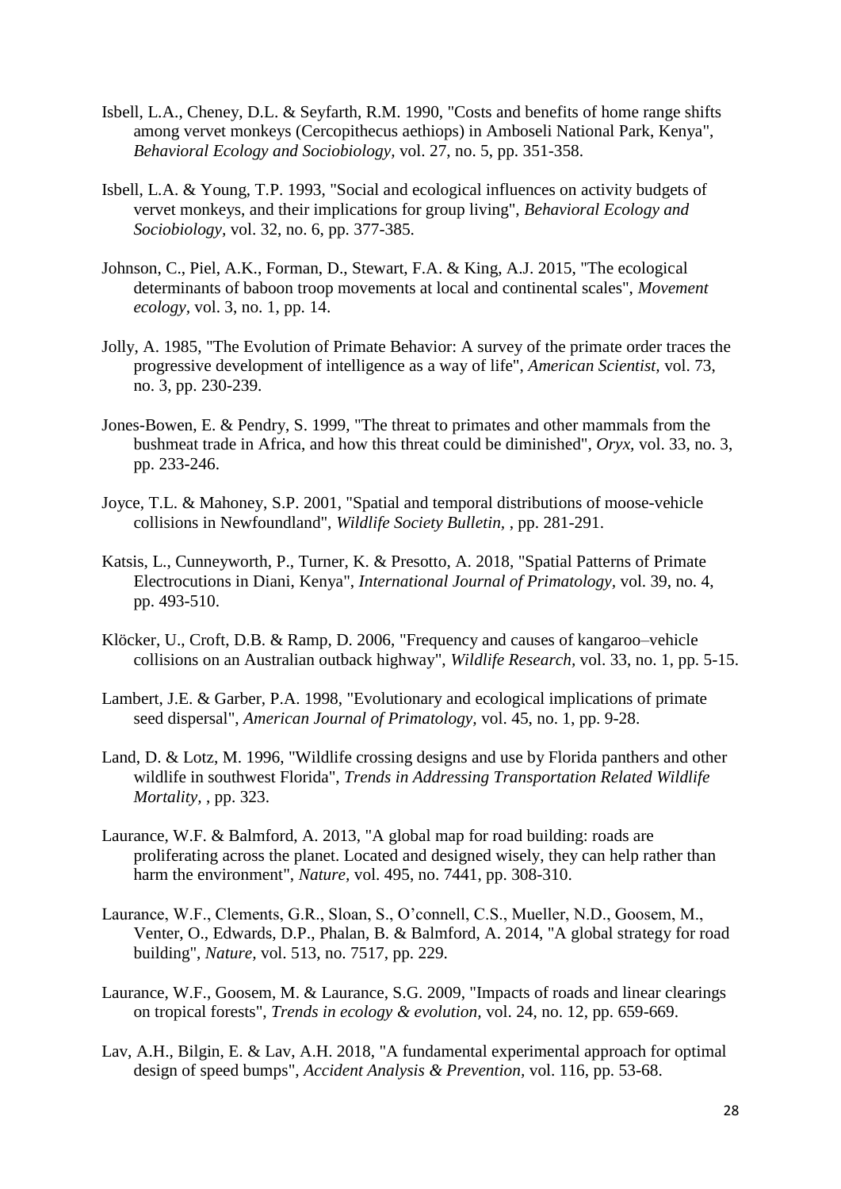Isbell, L.A., Cheney, D.L. & Seyfarth, R.M. 1990, "Costs and benefits of home range shifts among vervet monkeys (Cercopithecus aethiops) in Amboseli National Park, Kenya", *Behavioral Ecology and Sociobiology,* vol. 27, no. 5, pp. 351-358.

Isbell, L.A. & Young, T.P. 1993, "Social and ecological influences on activity budgets of vervet monkeys, and their implications for group living", *Behavioral Ecology and Sociobiology,* vol. 32, no. 6, pp. 377-385.

Johnson, C., Piel, A.K., Forman, D., Stewart, F.A. & King, A.J. 2015, "The ecological determinants of baboon troop movements at local and continental scales", *Movement ecology,* vol. 3, no. 1, pp. 14.

Jolly, A. 1985, "The Evolution of Primate Behavior: A survey of the primate order traces the progressive development of intelligence as a way of life", *American Scientist,* vol. 73, no. 3, pp. 230-239.

Jones-Bowen, E. & Pendry, S. 1999, "The threat to primates and other mammals from the bushmeat trade in Africa, and how this threat could be diminished", *Oryx,* vol. 33, no. 3, pp. 233-246.

Joyce, T.L. & Mahoney, S.P. 2001, "Spatial and temporal distributions of moose-vehicle collisions in Newfoundland", *Wildlife Society Bulletin,* , pp. 281-291.

Katsis, L., Cunneyworth, P., Turner, K. & Presotto, A. 2018, "Spatial Patterns of Primate Electrocutions in Diani, Kenya", *International Journal of Primatology,* vol. 39, no. 4, pp. 493-510.

Klöcker, U., Croft, D.B. & Ramp, D. 2006, "Frequency and causes of kangaroo–vehicle collisions on an Australian outback highway", *Wildlife Research,* vol. 33, no. 1, pp. 5-15.

Lambert, J.E. & Garber, P.A. 1998, "Evolutionary and ecological implications of primate seed dispersal", *American Journal of Primatology,* vol. 45, no. 1, pp. 9-28.

Land, D. & Lotz, M. 1996, "Wildlife crossing designs and use by Florida panthers and other wildlife in southwest Florida", *Trends in Addressing Transportation Related Wildlife Mortality,* , pp. 323.

Laurance, W.F. & Balmford, A. 2013, "A global map for road building: roads are proliferating across the planet. Located and designed wisely, they can help rather than harm the environment", *Nature,* vol. 495, no. 7441, pp. 308-310.

Laurance, W.F., Clements, G.R., Sloan, S., O'connell, C.S., Mueller, N.D., Goosem, M., Venter, O., Edwards, D.P., Phalan, B. & Balmford, A. 2014, "A global strategy for road building", *Nature,* vol. 513, no. 7517, pp. 229.

Laurance, W.F., Goosem, M. & Laurance, S.G. 2009, "Impacts of roads and linear clearings on tropical forests", *Trends in ecology & evolution,* vol. 24, no. 12, pp. 659-669.

Lav, A.H., Bilgin, E. & Lav, A.H. 2018, "A fundamental experimental approach for optimal design of speed bumps", *Accident Analysis & Prevention,* vol. 116, pp. 53-68.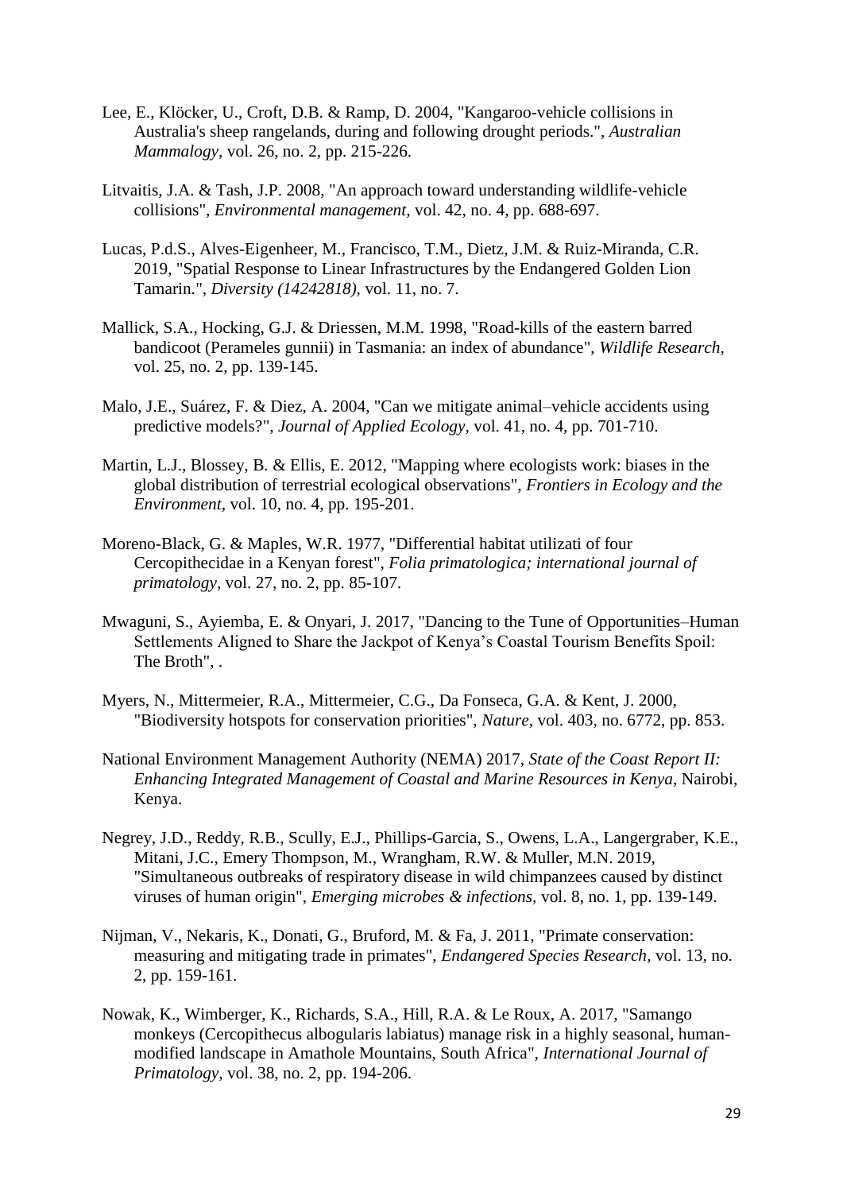Lee, E., Klöcker, U., Croft, D.B. & Ramp, D. 2004, "Kangaroo-vehicle collisions in Australia's sheep rangelands, during and following drought periods.", *Australian Mammalogy*, vol. 26, no. 2, pp. 215-226.

Litvaitis, J.A. & Tash, J.P. 2008, "An approach toward understanding wildlife-vehicle collisions", *Environmental management*, vol. 42, no. 4, pp. 688-697.

Lucas, P.d.S., Alves-Eigenheer, M., Francisco, T.M., Dietz, J.M. & Ruiz-Miranda, C.R. 2019, "Spatial Response to Linear Infrastructures by the Endangered Golden Lion Tamarin.", *Diversity (14242818)*, vol. 11, no. 7.

Mallick, S.A., Hocking, G.J. & Driessen, M.M. 1998, "Road-kills of the eastern barred bandicoot (Perameles gunnii) in Tasmania: an index of abundance", *Wildlife Research*, vol. 25, no. 2, pp. 139-145.

Malo, J.E., Suárez, F. & Diez, A. 2004, "Can we mitigate animal–vehicle accidents using predictive models?", *Journal of Applied Ecology*, vol. 41, no. 4, pp. 701-710.

Martin, L.J., Blossey, B. & Ellis, E. 2012, "Mapping where ecologists work: biases in the global distribution of terrestrial ecological observations", *Frontiers in Ecology and the Environment*, vol. 10, no. 4, pp. 195-201.

Moreno-Black, G. & Maples, W.R. 1977, "Differential habitat utilizati of four Cercopithecidae in a Kenyan forest", *Folia primatologica; international journal of primatology*, vol. 27, no. 2, pp. 85-107.

Mwaguni, S., Ayiemba, E. & Onyari, J. 2017, "Dancing to the Tune of Opportunities–Human Settlements Aligned to Share the Jackpot of Kenya's Coastal Tourism Benefits Spoil: The Broth", .

Myers, N., Mittermeier, R.A., Mittermeier, C.G., Da Fonseca, G.A. & Kent, J. 2000, "Biodiversity hotspots for conservation priorities", *Nature*, vol. 403, no. 6772, pp. 853.

National Environment Management Authority (NEMA) 2017, *State of the Coast Report II: Enhancing Integrated Management of Coastal and Marine Resources in Kenya*, Nairobi, Kenya.

Negrey, J.D., Reddy, R.B., Scully, E.J., Phillips-Garcia, S., Owens, L.A., Langergraber, K.E., Mitani, J.C., Emery Thompson, M., Wrangham, R.W. & Muller, M.N. 2019, "Simultaneous outbreaks of respiratory disease in wild chimpanzees caused by distinct viruses of human origin", *Emerging microbes & infections*, vol. 8, no. 1, pp. 139-149.

Nijman, V., Nekaris, K., Donati, G., Bruford, M. & Fa, J. 2011, "Primate conservation: measuring and mitigating trade in primates", *Endangered Species Research*, vol. 13, no. 2, pp. 159-161.

Nowak, K., Wimberger, K., Richards, S.A., Hill, R.A. & Le Roux, A. 2017, "Samango monkeys (Cercopithecus albogularis labiatus) manage risk in a highly seasonal, human-modified landscape in Amathole Mountains, South Africa", *International Journal of Primatology*, vol. 38, no. 2, pp. 194-206.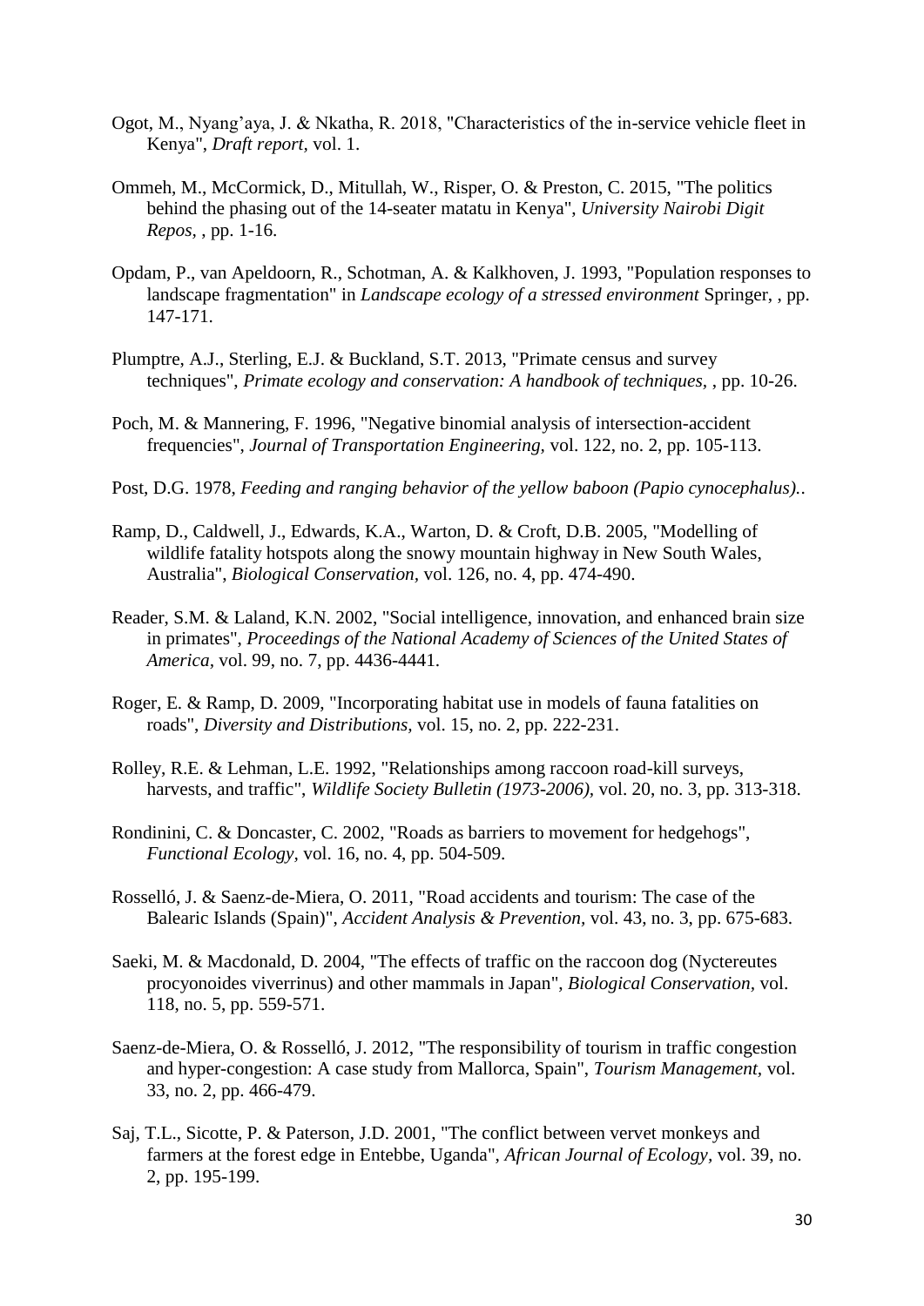Ogot, M., Nyang'aya, J. & Nkatha, R. 2018, "Characteristics of the in-service vehicle fleet in Kenya", *Draft report*, vol. 1.

Ommeh, M., McCormick, D., Mitullah, W., Risper, O. & Preston, C. 2015, "The politics behind the phasing out of the 14-seater matatu in Kenya", *University Nairobi Digit Repos,* , pp. 1-16.

Opdam, P., van Apeldoorn, R., Schotman, A. & Kalkhoven, J. 1993, "Population responses to landscape fragmentation" in *Landscape ecology of a stressed environment* Springer, , pp. 147-171.

Plumptre, A.J., Sterling, E.J. & Buckland, S.T. 2013, "Primate census and survey techniques", *Primate ecology and conservation: A handbook of techniques,* , pp. 10-26.

Poch, M. & Mannering, F. 1996, "Negative binomial analysis of intersection-accident frequencies", *Journal of Transportation Engineering,* vol. 122, no. 2, pp. 105-113.

Post, D.G. 1978, *Feeding and ranging behavior of the yellow baboon (Papio cynocephalus).*.

Ramp, D., Caldwell, J., Edwards, K.A., Warton, D. & Croft, D.B. 2005, "Modelling of wildlife fatality hotspots along the snowy mountain highway in New South Wales, Australia", *Biological Conservation,* vol. 126, no. 4, pp. 474-490.

Reader, S.M. & Laland, K.N. 2002, "Social intelligence, innovation, and enhanced brain size in primates", *Proceedings of the National Academy of Sciences of the United States of America,* vol. 99, no. 7, pp. 4436-4441.

Roger, E. & Ramp, D. 2009, "Incorporating habitat use in models of fauna fatalities on roads", *Diversity and Distributions,* vol. 15, no. 2, pp. 222-231.

Rolley, R.E. & Lehman, L.E. 1992, "Relationships among raccoon road-kill surveys, harvests, and traffic", *Wildlife Society Bulletin (1973-2006),* vol. 20, no. 3, pp. 313-318.

Rondinini, C. & Doncaster, C. 2002, "Roads as barriers to movement for hedgehogs", *Functional Ecology,* vol. 16, no. 4, pp. 504-509.

Rosselló, J. & Saenz-de-Miera, O. 2011, "Road accidents and tourism: The case of the Balearic Islands (Spain)", *Accident Analysis & Prevention,* vol. 43, no. 3, pp. 675-683.

Saeki, M. & Macdonald, D. 2004, "The effects of traffic on the raccoon dog (Nyctereutes procyonoides viverrinus) and other mammals in Japan", *Biological Conservation,* vol. 118, no. 5, pp. 559-571.

Saenz-de-Miera, O. & Rosselló, J. 2012, "The responsibility of tourism in traffic congestion and hyper-congestion: A case study from Mallorca, Spain", *Tourism Management,* vol. 33, no. 2, pp. 466-479.

Saj, T.L., Sicotte, P. & Paterson, J.D. 2001, "The conflict between vervet monkeys and farmers at the forest edge in Entebbe, Uganda", *African Journal of Ecology,* vol. 39, no. 2, pp. 195-199.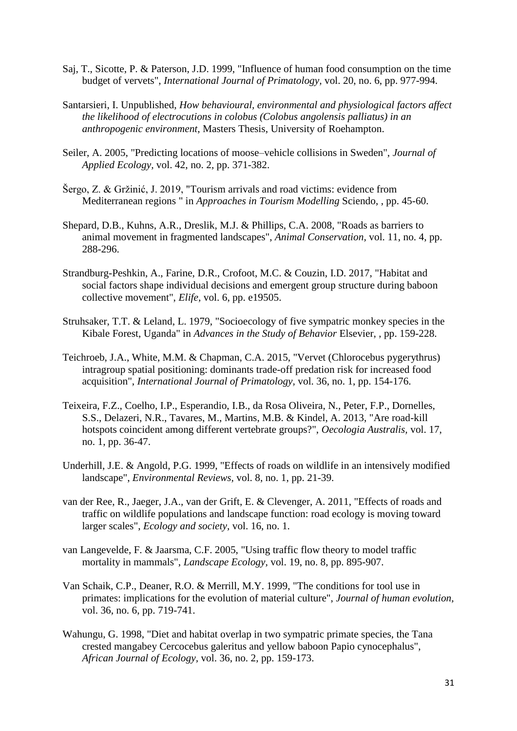Saj, T., Sicotte, P. & Paterson, J.D. 1999, "Influence of human food consumption on the time budget of vervets", *International Journal of Primatology,* vol. 20, no. 6, pp. 977-994.

Santarsieri, I. Unpublished, *How behavioural, environmental and physiological factors affect the likelihood of electrocutions in colobus (Colobus angolensis palliatus) in an anthropogenic environment*, Masters Thesis, University of Roehampton.

Seiler, A. 2005, "Predicting locations of moose–vehicle collisions in Sweden", *Journal of Applied Ecology,* vol. 42, no. 2, pp. 371-382.

Šergo, Z. & Gržinić, J. 2019, "Tourism arrivals and road victims: evidence from Mediterranean regions " in *Approaches in Tourism Modelling* Sciendo, , pp. 45-60.

Shepard, D.B., Kuhns, A.R., Dreslik, M.J. & Phillips, C.A. 2008, "Roads as barriers to animal movement in fragmented landscapes", *Animal Conservation,* vol. 11, no. 4, pp. 288-296.

Strandburg-Peshkin, A., Farine, D.R., Crofoot, M.C. & Couzin, I.D. 2017, "Habitat and social factors shape individual decisions and emergent group structure during baboon collective movement", *Elife,* vol. 6, pp. e19505.

Struhsaker, T.T. & Leland, L. 1979, "Socioecology of five sympatric monkey species in the Kibale Forest, Uganda" in *Advances in the Study of Behavior* Elsevier, , pp. 159-228.

Teichroeb, J.A., White, M.M. & Chapman, C.A. 2015, "Vervet (Chlorocebus pygerythrus) intragroup spatial positioning: dominants trade-off predation risk for increased food acquisition", *International Journal of Primatology,* vol. 36, no. 1, pp. 154-176.

Teixeira, F.Z., Coelho, I.P., Esperandio, I.B., da Rosa Oliveira, N., Peter, F.P., Dornelles, S.S., Delazeri, N.R., Tavares, M., Martins, M.B. & Kindel, A. 2013, "Are road-kill hotspots coincident among different vertebrate groups?", *Oecologia Australis,* vol. 17, no. 1, pp. 36-47.

Underhill, J.E. & Angold, P.G. 1999, "Effects of roads on wildlife in an intensively modified landscape", *Environmental Reviews,* vol. 8, no. 1, pp. 21-39.

van der Ree, R., Jaeger, J.A., van der Grift, E. & Clevenger, A. 2011, "Effects of roads and traffic on wildlife populations and landscape function: road ecology is moving toward larger scales", *Ecology and society,* vol. 16, no. 1.

van Langevelde, F. & Jaarsma, C.F. 2005, "Using traffic flow theory to model traffic mortality in mammals", *Landscape Ecology,* vol. 19, no. 8, pp. 895-907.

Van Schaik, C.P., Deaner, R.O. & Merrill, M.Y. 1999, "The conditions for tool use in primates: implications for the evolution of material culture", *Journal of human evolution,* vol. 36, no. 6, pp. 719-741.

Wahungu, G. 1998, "Diet and habitat overlap in two sympatric primate species, the Tana crested mangabey Cercocebus galeritus and yellow baboon Papio cynocephalus", *African Journal of Ecology,* vol. 36, no. 2, pp. 159-173.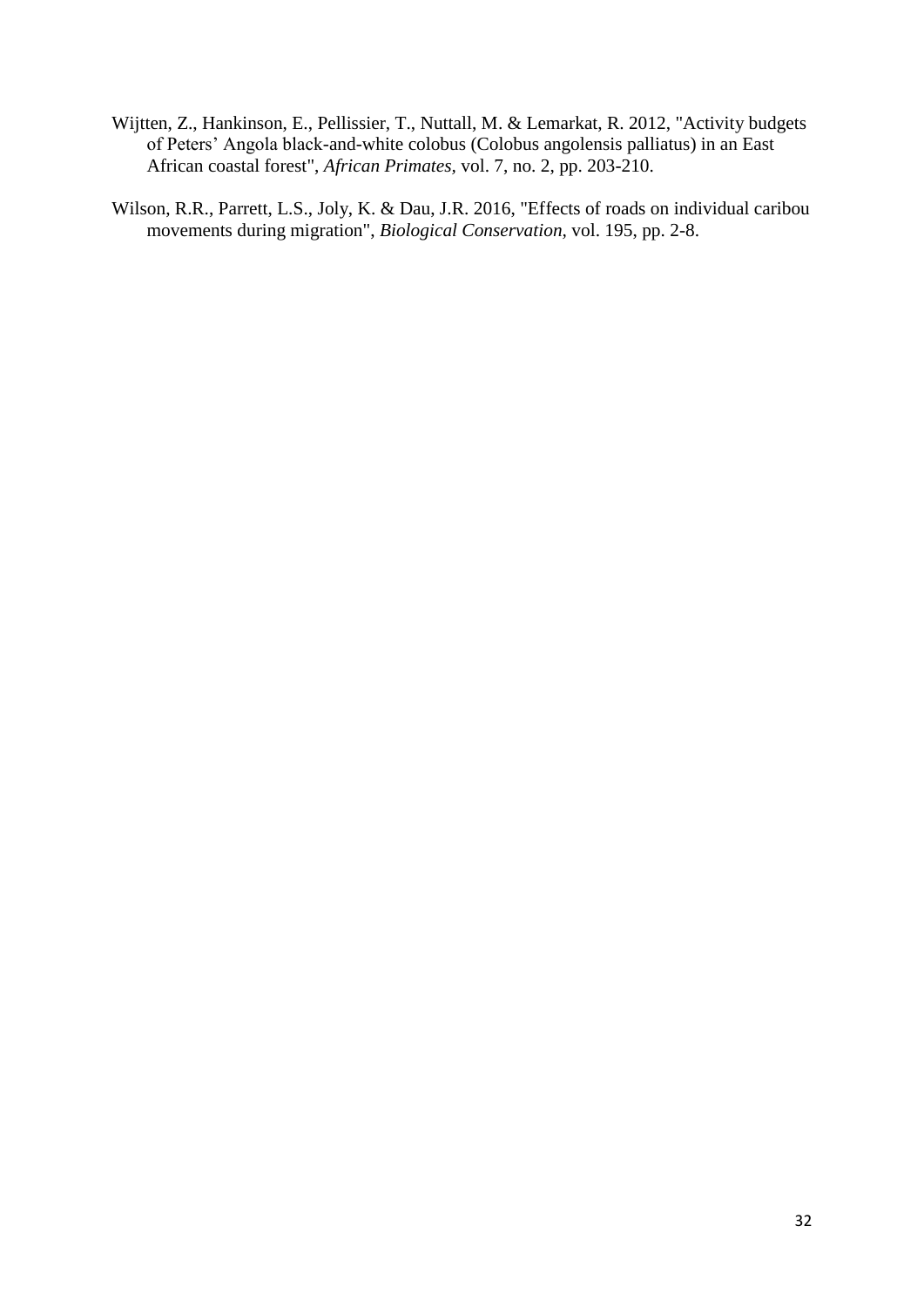Wijtten, Z., Hankinson, E., Pellissier, T., Nuttall, M. & Lemarkat, R. 2012, "Activity budgets of Peters' Angola black-and-white colobus (Colobus angolensis palliatus) in an East African coastal forest", *African Primates*, vol. 7, no. 2, pp. 203-210.

Wilson, R.R., Parrett, L.S., Joly, K. & Dau, J.R. 2016, "Effects of roads on individual caribou movements during migration", *Biological Conservation*, vol. 195, pp. 2-8.